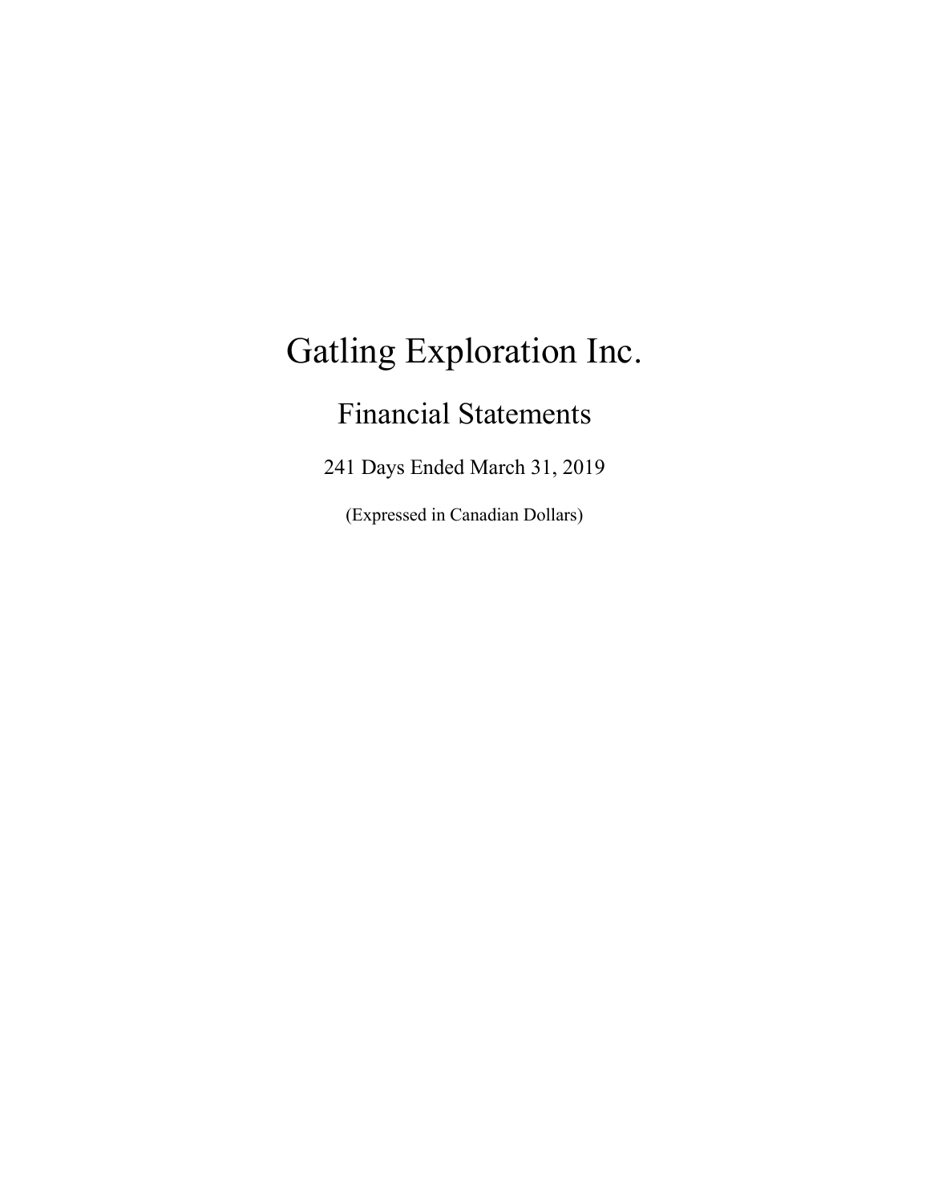# Gatling Exploration Inc.

## Financial Statements

241 Days Ended March 31, 2019

(Expressed in Canadian Dollars)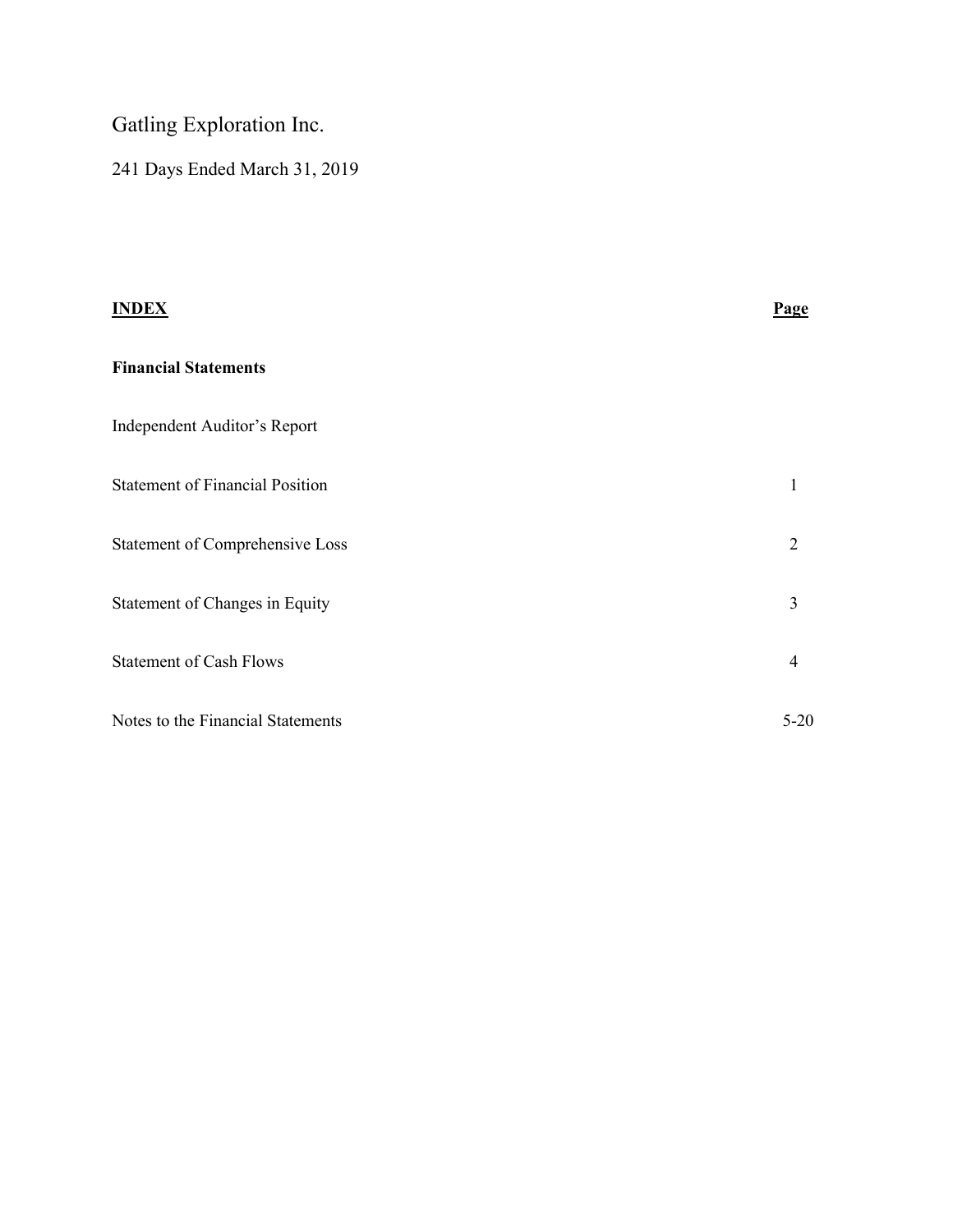# Gatling Exploration Inc.

241 Days Ended March 31, 2019

| **INDEX** | **Page** |
| --- | --- |
| **Financial Statements** | |
| Independent Auditor's Report | |
| Statement of Financial Position | 1 |
| Statement of Comprehensive Loss | 2 |
| Statement of Changes in Equity | 3 |
| Statement of Cash Flows | 4 |
| Notes to the Financial Statements | 5-20 |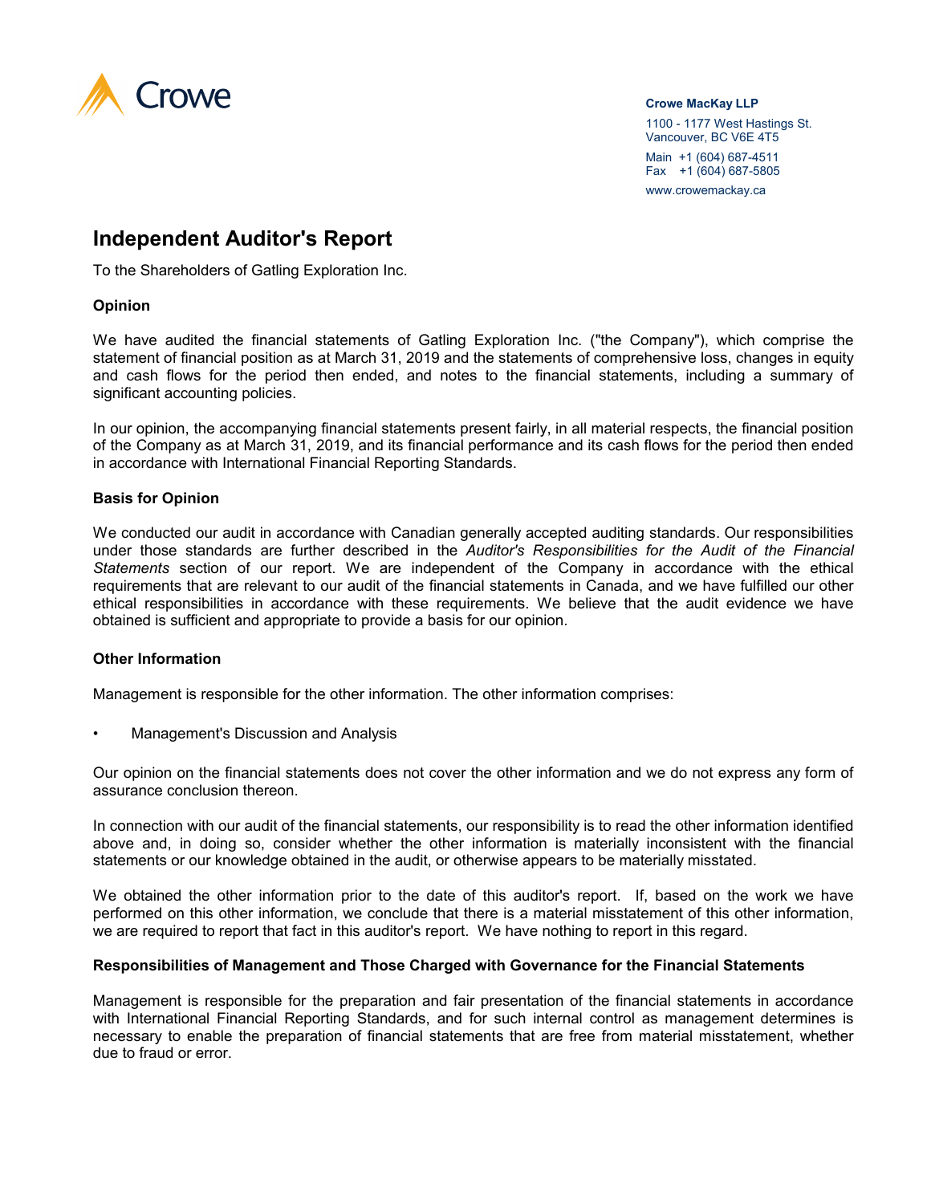Crowe

**Crowe MacKay LLP**

1100 - 1177 West Hastings St.
Vancouver, BC V6E 4T5

Main +1 (604) 687-4511
Fax +1 (604) 687-5805

www.crowemackay.ca

# Independent Auditor's Report

To the Shareholders of Gatling Exploration Inc.

### Opinion

We have audited the financial statements of Gatling Exploration Inc. ("the Company"), which comprise the statement of financial position as at March 31, 2019 and the statements of comprehensive loss, changes in equity and cash flows for the period then ended, and notes to the financial statements, including a summary of significant accounting policies.

In our opinion, the accompanying financial statements present fairly, in all material respects, the financial position of the Company as at March 31, 2019, and its financial performance and its cash flows for the period then ended in accordance with International Financial Reporting Standards.

### Basis for Opinion

We conducted our audit in accordance with Canadian generally accepted auditing standards. Our responsibilities under those standards are further described in the *Auditor's Responsibilities for the Audit of the Financial Statements* section of our report. We are independent of the Company in accordance with the ethical requirements that are relevant to our audit of the financial statements in Canada, and we have fulfilled our other ethical responsibilities in accordance with these requirements. We believe that the audit evidence we have obtained is sufficient and appropriate to provide a basis for our opinion.

### Other Information

Management is responsible for the other information. The other information comprises:

- Management's Discussion and Analysis

Our opinion on the financial statements does not cover the other information and we do not express any form of assurance conclusion thereon.

In connection with our audit of the financial statements, our responsibility is to read the other information identified above and, in doing so, consider whether the other information is materially inconsistent with the financial statements or our knowledge obtained in the audit, or otherwise appears to be materially misstated.

We obtained the other information prior to the date of this auditor's report. If, based on the work we have performed on this other information, we conclude that there is a material misstatement of this other information, we are required to report that fact in this auditor's report. We have nothing to report in this regard.

### Responsibilities of Management and Those Charged with Governance for the Financial Statements

Management is responsible for the preparation and fair presentation of the financial statements in accordance with International Financial Reporting Standards, and for such internal control as management determines is necessary to enable the preparation of financial statements that are free from material misstatement, whether due to fraud or error.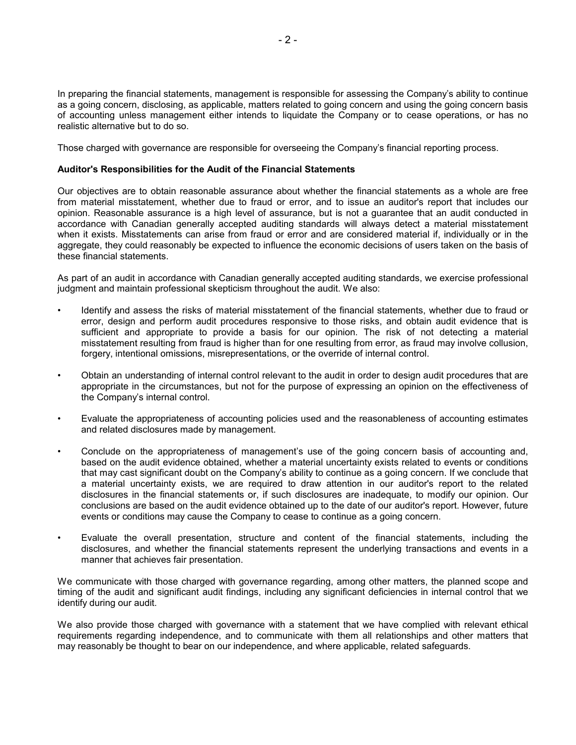In preparing the financial statements, management is responsible for assessing the Company's ability to continue as a going concern, disclosing, as applicable, matters related to going concern and using the going concern basis of accounting unless management either intends to liquidate the Company or to cease operations, or has no realistic alternative but to do so.

Those charged with governance are responsible for overseeing the Company's financial reporting process.

**Auditor's Responsibilities for the Audit of the Financial Statements**

Our objectives are to obtain reasonable assurance about whether the financial statements as a whole are free from material misstatement, whether due to fraud or error, and to issue an auditor's report that includes our opinion. Reasonable assurance is a high level of assurance, but is not a guarantee that an audit conducted in accordance with Canadian generally accepted auditing standards will always detect a material misstatement when it exists. Misstatements can arise from fraud or error and are considered material if, individually or in the aggregate, they could reasonably be expected to influence the economic decisions of users taken on the basis of these financial statements.

As part of an audit in accordance with Canadian generally accepted auditing standards, we exercise professional judgment and maintain professional skepticism throughout the audit. We also:

- Identify and assess the risks of material misstatement of the financial statements, whether due to fraud or error, design and perform audit procedures responsive to those risks, and obtain audit evidence that is sufficient and appropriate to provide a basis for our opinion. The risk of not detecting a material misstatement resulting from fraud is higher than for one resulting from error, as fraud may involve collusion, forgery, intentional omissions, misrepresentations, or the override of internal control.
- Obtain an understanding of internal control relevant to the audit in order to design audit procedures that are appropriate in the circumstances, but not for the purpose of expressing an opinion on the effectiveness of the Company's internal control.
- Evaluate the appropriateness of accounting policies used and the reasonableness of accounting estimates and related disclosures made by management.
- Conclude on the appropriateness of management's use of the going concern basis of accounting and, based on the audit evidence obtained, whether a material uncertainty exists related to events or conditions that may cast significant doubt on the Company's ability to continue as a going concern. If we conclude that a material uncertainty exists, we are required to draw attention in our auditor's report to the related disclosures in the financial statements or, if such disclosures are inadequate, to modify our opinion. Our conclusions are based on the audit evidence obtained up to the date of our auditor's report. However, future events or conditions may cause the Company to cease to continue as a going concern.
- Evaluate the overall presentation, structure and content of the financial statements, including the disclosures, and whether the financial statements represent the underlying transactions and events in a manner that achieves fair presentation.

We communicate with those charged with governance regarding, among other matters, the planned scope and timing of the audit and significant audit findings, including any significant deficiencies in internal control that we identify during our audit.

We also provide those charged with governance with a statement that we have complied with relevant ethical requirements regarding independence, and to communicate with them all relationships and other matters that may reasonably be thought to bear on our independence, and where applicable, related safeguards.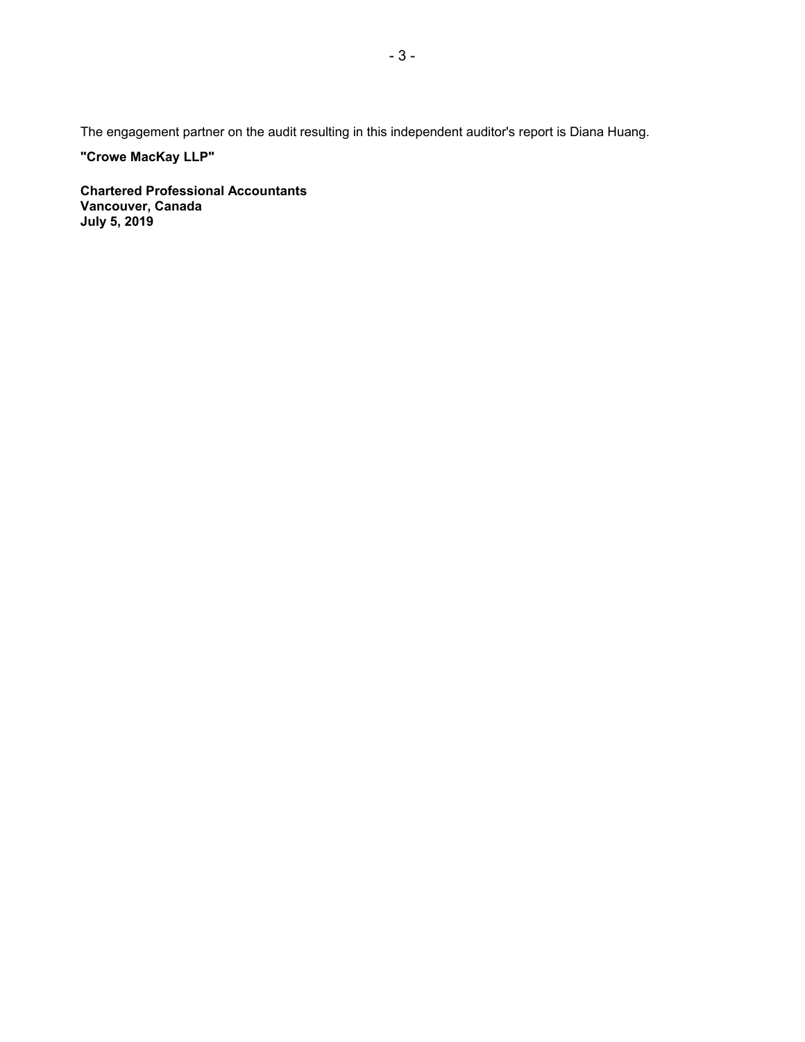The engagement partner on the audit resulting in this independent auditor's report is Diana Huang.

**"Crowe MacKay LLP"**

**Chartered Professional Accountants**
**Vancouver, Canada**
**July 5, 2019**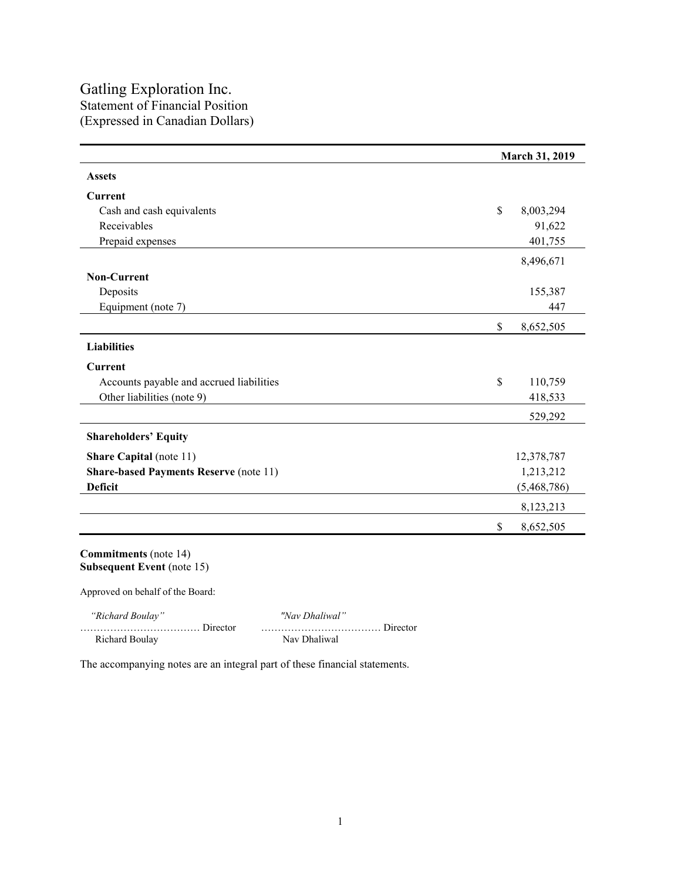# Gatling Exploration Inc.
## Statement of Financial Position
## (Expressed in Canadian Dollars)

| | March 31, 2019 |
|---|---|
| **Assets** | |
| **Current** | |
| Cash and cash equivalents | $ 8,003,294 |
| Receivables | 91,622 |
| Prepaid expenses | 401,755 |
| | 8,496,671 |
| **Non-Current** | |
| Deposits | 155,387 |
| Equipment (note 7) | 447 |
| | $ 8,652,505 |
| **Liabilities** | |
| **Current** | |
| Accounts payable and accrued liabilities | $ 110,759 |
| Other liabilities (note 9) | 418,533 |
| | 529,292 |
| **Shareholders' Equity** | |
| **Share Capital** (note 11) | 12,378,787 |
| **Share-based Payments Reserve** (note 11) | 1,213,212 |
| **Deficit** | (5,468,786) |
| | 8,123,213 |
| | $ 8,652,505 |

**Commitments** (note 14)
**Subsequent Event** (note 15)

Approved on behalf of the Board:

*"Richard Boulay"* ……………………………… Director
Richard Boulay

*"Nav Dhaliwal"* ……………………………… Director
Nav Dhaliwal

The accompanying notes are an integral part of these financial statements.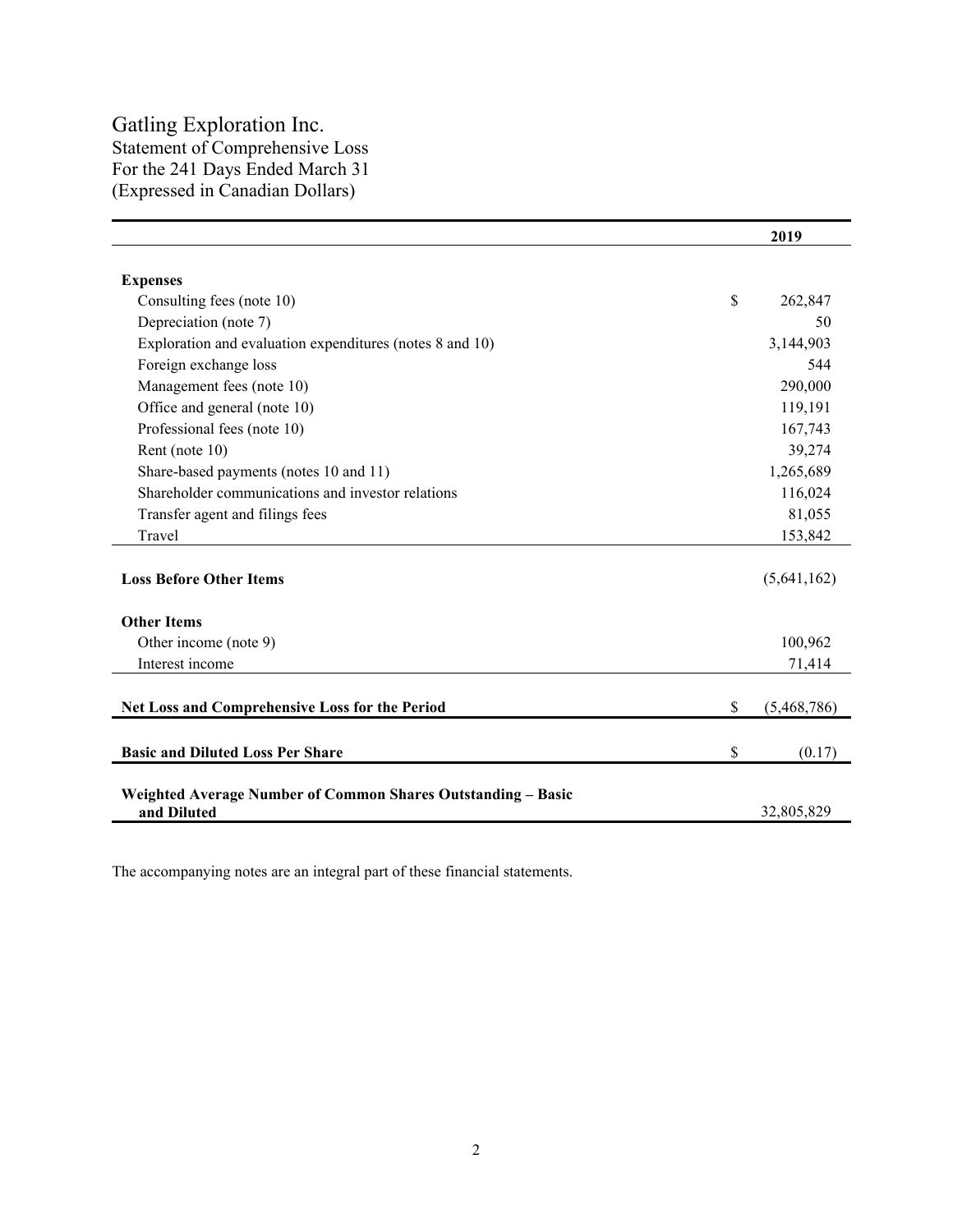# Gatling Exploration Inc.

Statement of Comprehensive Loss
For the 241 Days Ended March 31
(Expressed in Canadian Dollars)

| | | 2019 |
|---|---|---|
| **Expenses** | | |
| Consulting fees (note 10) | $ | 262,847 |
| Depreciation (note 7) | | 50 |
| Exploration and evaluation expenditures (notes 8 and 10) | | 3,144,903 |
| Foreign exchange loss | | 544 |
| Management fees (note 10) | | 290,000 |
| Office and general (note 10) | | 119,191 |
| Professional fees (note 10) | | 167,743 |
| Rent (note 10) | | 39,274 |
| Share-based payments (notes 10 and 11) | | 1,265,689 |
| Shareholder communications and investor relations | | 116,024 |
| Transfer agent and filings fees | | 81,055 |
| Travel | | 153,842 |
| **Loss Before Other Items** | | (5,641,162) |
| **Other Items** | | |
| Other income (note 9) | | 100,962 |
| Interest income | | 71,414 |
| **Net Loss and Comprehensive Loss for the Period** | $ | (5,468,786) |
| **Basic and Diluted Loss Per Share** | $ | (0.17) |
| **Weighted Average Number of Common Shares Outstanding – Basic and Diluted** | | 32,805,829 |

The accompanying notes are an integral part of these financial statements.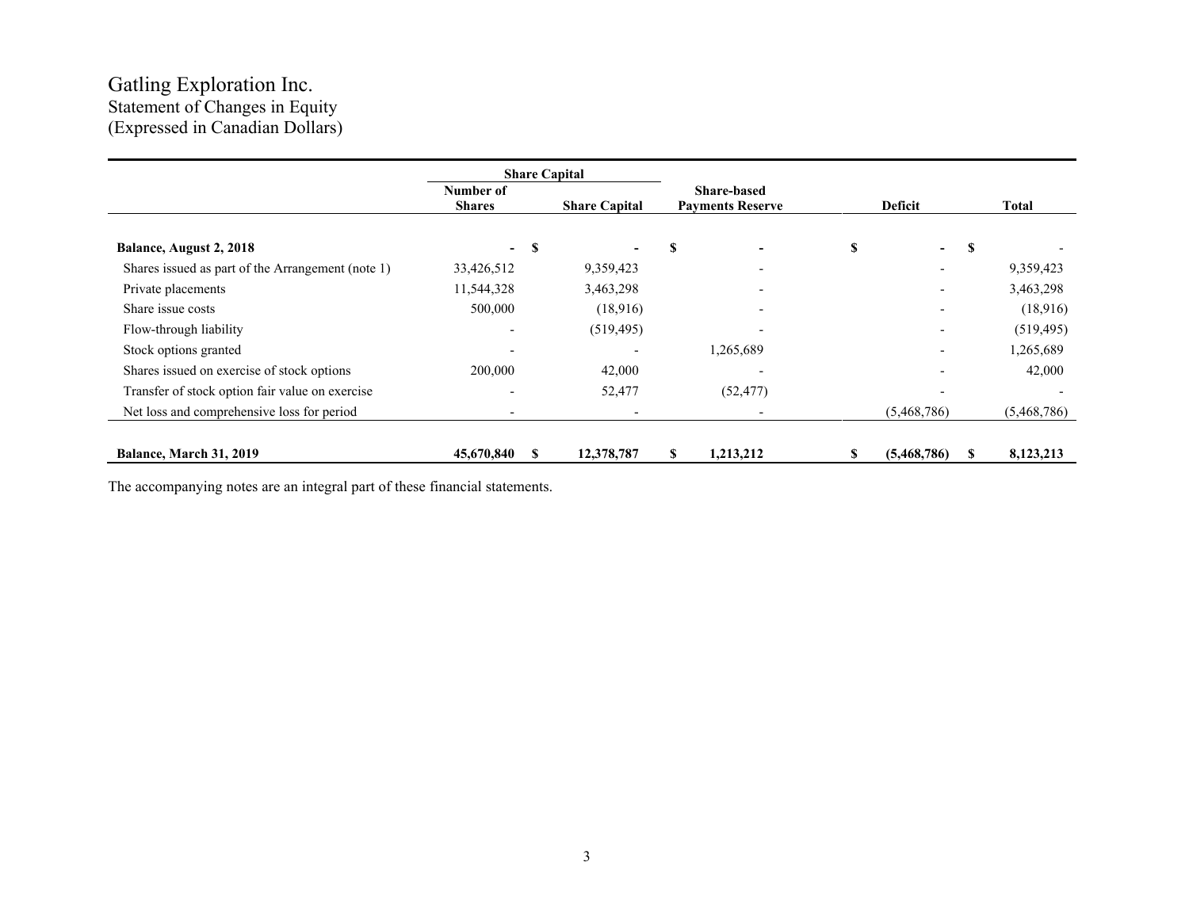# Gatling Exploration Inc.
## Statement of Changes in Equity
## (Expressed in Canadian Dollars)

| | Share Capital | | | | |
|---|---|---|---|---|---|
| | Number of Shares | Share Capital | Share-based Payments Reserve | Deficit | Total |
| **Balance, August 2, 2018** | **-** | **$ -** | **$ -** | **$ -** | **$ -** |
| Shares issued as part of the Arrangement (note 1) | 33,426,512 | 9,359,423 | - | - | 9,359,423 |
| Private placements | 11,544,328 | 3,463,298 | - | - | 3,463,298 |
| Share issue costs | 500,000 | (18,916) | - | - | (18,916) |
| Flow-through liability | - | (519,495) | - | - | (519,495) |
| Stock options granted | - | - | 1,265,689 | - | 1,265,689 |
| Shares issued on exercise of stock options | 200,000 | 42,000 | - | - | 42,000 |
| Transfer of stock option fair value on exercise | - | 52,477 | (52,477) | - | - |
| Net loss and comprehensive loss for period | - | - | - | (5,468,786) | (5,468,786) |
| **Balance, March 31, 2019** | **45,670,840** | **$ 12,378,787** | **$ 1,213,212** | **$ (5,468,786)** | **$ 8,123,213** |

The accompanying notes are an integral part of these financial statements.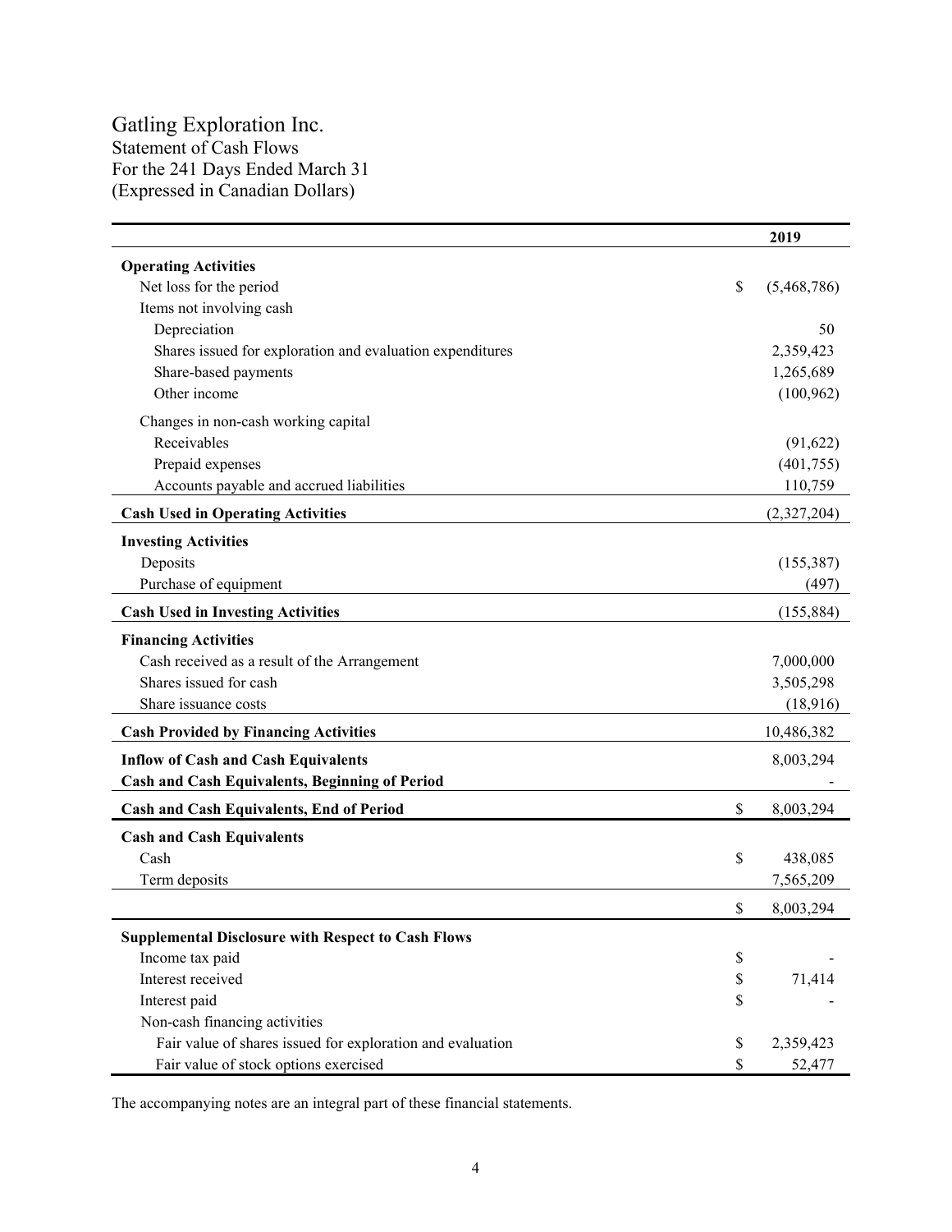# Gatling Exploration Inc.

Statement of Cash Flows
For the 241 Days Ended March 31
(Expressed in Canadian Dollars)

| | | 2019 |
|---|---|---|
| **Operating Activities** | | |
| Net loss for the period | $ | (5,468,786) |
| Items not involving cash | | |
| Depreciation | | 50 |
| Shares issued for exploration and evaluation expenditures | | 2,359,423 |
| Share-based payments | | 1,265,689 |
| Other income | | (100,962) |
| Changes in non-cash working capital | | |
| Receivables | | (91,622) |
| Prepaid expenses | | (401,755) |
| Accounts payable and accrued liabilities | | 110,759 |
| **Cash Used in Operating Activities** | | (2,327,204) |
| **Investing Activities** | | |
| Deposits | | (155,387) |
| Purchase of equipment | | (497) |
| **Cash Used in Investing Activities** | | (155,884) |
| **Financing Activities** | | |
| Cash received as a result of the Arrangement | | 7,000,000 |
| Shares issued for cash | | 3,505,298 |
| Share issuance costs | | (18,916) |
| **Cash Provided by Financing Activities** | | 10,486,382 |
| **Inflow of Cash and Cash Equivalents** | | 8,003,294 |
| **Cash and Cash Equivalents, Beginning of Period** | | - |
| **Cash and Cash Equivalents, End of Period** | $ | 8,003,294 |
| **Cash and Cash Equivalents** | | |
| Cash | $ | 438,085 |
| Term deposits | | 7,565,209 |
| | $ | 8,003,294 |
| **Supplemental Disclosure with Respect to Cash Flows** | | |
| Income tax paid | $ | - |
| Interest received | $ | 71,414 |
| Interest paid | $ | - |
| Non-cash financing activities | | |
| Fair value of shares issued for exploration and evaluation | $ | 2,359,423 |
| Fair value of stock options exercised | $ | 52,477 |

The accompanying notes are an integral part of these financial statements.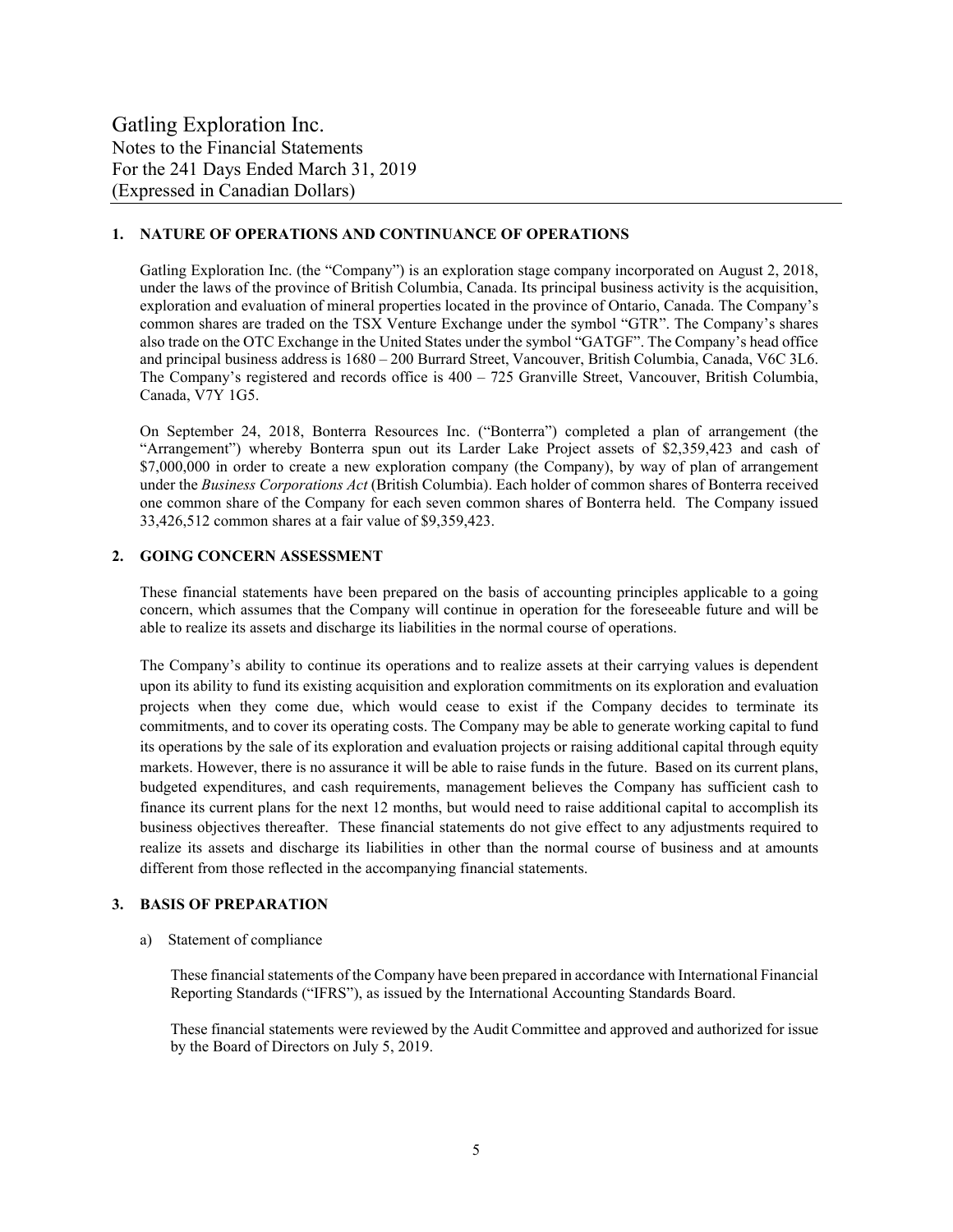Gatling Exploration Inc.
Notes to the Financial Statements
For the 241 Days Ended March 31, 2019
(Expressed in Canadian Dollars)

## 1. NATURE OF OPERATIONS AND CONTINUANCE OF OPERATIONS

Gatling Exploration Inc. (the "Company") is an exploration stage company incorporated on August 2, 2018, under the laws of the province of British Columbia, Canada. Its principal business activity is the acquisition, exploration and evaluation of mineral properties located in the province of Ontario, Canada. The Company's common shares are traded on the TSX Venture Exchange under the symbol "GTR". The Company's shares also trade on the OTC Exchange in the United States under the symbol "GATGF". The Company's head office and principal business address is 1680 – 200 Burrard Street, Vancouver, British Columbia, Canada, V6C 3L6. The Company's registered and records office is 400 – 725 Granville Street, Vancouver, British Columbia, Canada, V7Y 1G5.

On September 24, 2018, Bonterra Resources Inc. ("Bonterra") completed a plan of arrangement (the "Arrangement") whereby Bonterra spun out its Larder Lake Project assets of $2,359,423 and cash of $7,000,000 in order to create a new exploration company (the Company), by way of plan of arrangement under the *Business Corporations Act* (British Columbia). Each holder of common shares of Bonterra received one common share of the Company for each seven common shares of Bonterra held. The Company issued 33,426,512 common shares at a fair value of $9,359,423.

## 2. GOING CONCERN ASSESSMENT

These financial statements have been prepared on the basis of accounting principles applicable to a going concern, which assumes that the Company will continue in operation for the foreseeable future and will be able to realize its assets and discharge its liabilities in the normal course of operations.

The Company's ability to continue its operations and to realize assets at their carrying values is dependent upon its ability to fund its existing acquisition and exploration commitments on its exploration and evaluation projects when they come due, which would cease to exist if the Company decides to terminate its commitments, and to cover its operating costs. The Company may be able to generate working capital to fund its operations by the sale of its exploration and evaluation projects or raising additional capital through equity markets. However, there is no assurance it will be able to raise funds in the future. Based on its current plans, budgeted expenditures, and cash requirements, management believes the Company has sufficient cash to finance its current plans for the next 12 months, but would need to raise additional capital to accomplish its business objectives thereafter. These financial statements do not give effect to any adjustments required to realize its assets and discharge its liabilities in other than the normal course of business and at amounts different from those reflected in the accompanying financial statements.

## 3. BASIS OF PREPARATION

a) Statement of compliance

These financial statements of the Company have been prepared in accordance with International Financial Reporting Standards ("IFRS"), as issued by the International Accounting Standards Board.

These financial statements were reviewed by the Audit Committee and approved and authorized for issue by the Board of Directors on July 5, 2019.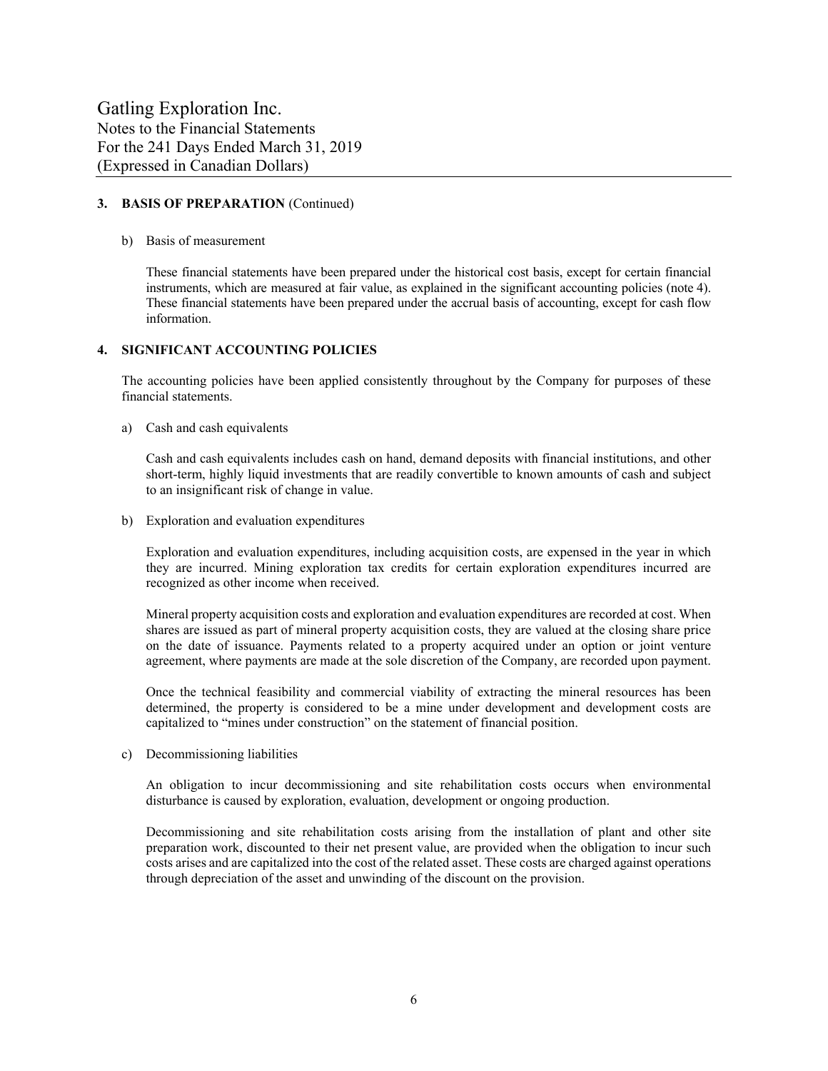### 3. BASIS OF PREPARATION (Continued)

b) Basis of measurement

These financial statements have been prepared under the historical cost basis, except for certain financial instruments, which are measured at fair value, as explained in the significant accounting policies (note 4). These financial statements have been prepared under the accrual basis of accounting, except for cash flow information.

### 4. SIGNIFICANT ACCOUNTING POLICIES

The accounting policies have been applied consistently throughout by the Company for purposes of these financial statements.

a) Cash and cash equivalents

Cash and cash equivalents includes cash on hand, demand deposits with financial institutions, and other short-term, highly liquid investments that are readily convertible to known amounts of cash and subject to an insignificant risk of change in value.

b) Exploration and evaluation expenditures

Exploration and evaluation expenditures, including acquisition costs, are expensed in the year in which they are incurred. Mining exploration tax credits for certain exploration expenditures incurred are recognized as other income when received.

Mineral property acquisition costs and exploration and evaluation expenditures are recorded at cost. When shares are issued as part of mineral property acquisition costs, they are valued at the closing share price on the date of issuance. Payments related to a property acquired under an option or joint venture agreement, where payments are made at the sole discretion of the Company, are recorded upon payment.

Once the technical feasibility and commercial viability of extracting the mineral resources has been determined, the property is considered to be a mine under development and development costs are capitalized to "mines under construction" on the statement of financial position.

c) Decommissioning liabilities

An obligation to incur decommissioning and site rehabilitation costs occurs when environmental disturbance is caused by exploration, evaluation, development or ongoing production.

Decommissioning and site rehabilitation costs arising from the installation of plant and other site preparation work, discounted to their net present value, are provided when the obligation to incur such costs arises and are capitalized into the cost of the related asset. These costs are charged against operations through depreciation of the asset and unwinding of the discount on the provision.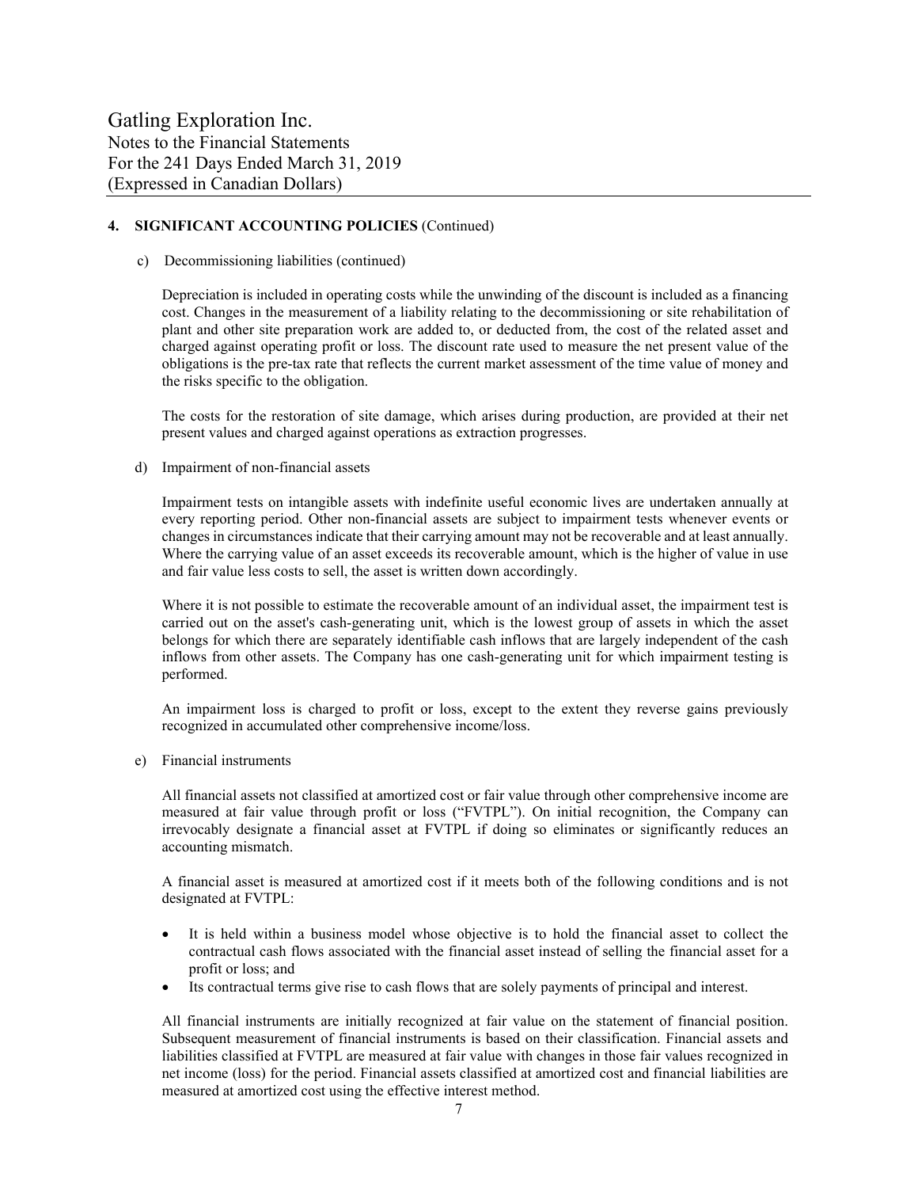## 4. SIGNIFICANT ACCOUNTING POLICIES (Continued)

c) Decommissioning liabilities (continued)

Depreciation is included in operating costs while the unwinding of the discount is included as a financing cost. Changes in the measurement of a liability relating to the decommissioning or site rehabilitation of plant and other site preparation work are added to, or deducted from, the cost of the related asset and charged against operating profit or loss. The discount rate used to measure the net present value of the obligations is the pre-tax rate that reflects the current market assessment of the time value of money and the risks specific to the obligation.

The costs for the restoration of site damage, which arises during production, are provided at their net present values and charged against operations as extraction progresses.

d) Impairment of non-financial assets

Impairment tests on intangible assets with indefinite useful economic lives are undertaken annually at every reporting period. Other non-financial assets are subject to impairment tests whenever events or changes in circumstances indicate that their carrying amount may not be recoverable and at least annually. Where the carrying value of an asset exceeds its recoverable amount, which is the higher of value in use and fair value less costs to sell, the asset is written down accordingly.

Where it is not possible to estimate the recoverable amount of an individual asset, the impairment test is carried out on the asset's cash-generating unit, which is the lowest group of assets in which the asset belongs for which there are separately identifiable cash inflows that are largely independent of the cash inflows from other assets. The Company has one cash-generating unit for which impairment testing is performed.

An impairment loss is charged to profit or loss, except to the extent they reverse gains previously recognized in accumulated other comprehensive income/loss.

e) Financial instruments

All financial assets not classified at amortized cost or fair value through other comprehensive income are measured at fair value through profit or loss ("FVTPL"). On initial recognition, the Company can irrevocably designate a financial asset at FVTPL if doing so eliminates or significantly reduces an accounting mismatch.

A financial asset is measured at amortized cost if it meets both of the following conditions and is not designated at FVTPL:

- It is held within a business model whose objective is to hold the financial asset to collect the contractual cash flows associated with the financial asset instead of selling the financial asset for a profit or loss; and
- Its contractual terms give rise to cash flows that are solely payments of principal and interest.

All financial instruments are initially recognized at fair value on the statement of financial position. Subsequent measurement of financial instruments is based on their classification. Financial assets and liabilities classified at FVTPL are measured at fair value with changes in those fair values recognized in net income (loss) for the period. Financial assets classified at amortized cost and financial liabilities are measured at amortized cost using the effective interest method.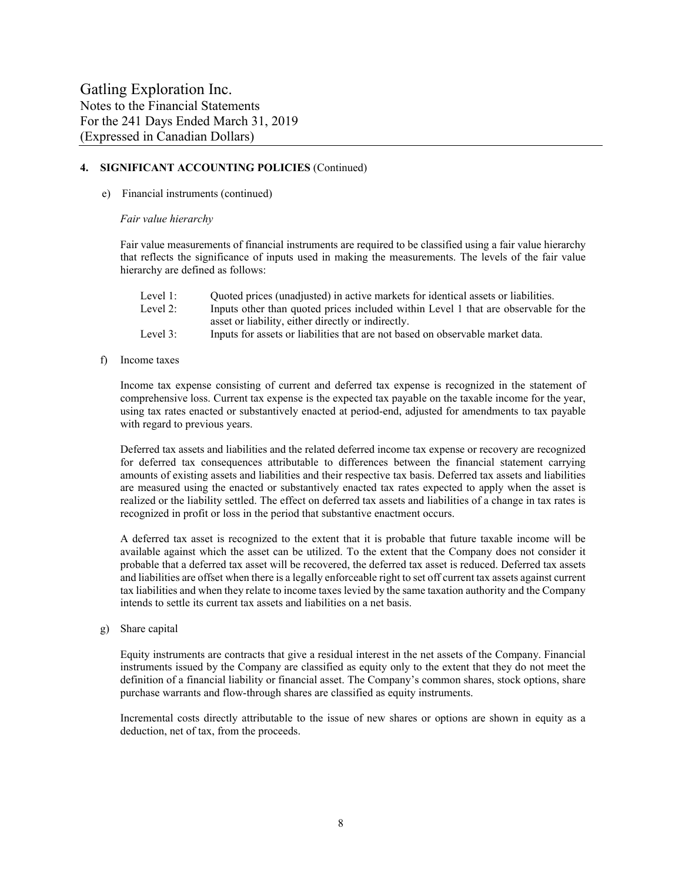## 4. SIGNIFICANT ACCOUNTING POLICIES (Continued)

e) Financial instruments (continued)

*Fair value hierarchy*

Fair value measurements of financial instruments are required to be classified using a fair value hierarchy that reflects the significance of inputs used in making the measurements. The levels of the fair value hierarchy are defined as follows:

| | |
|---|---|
| Level 1: | Quoted prices (unadjusted) in active markets for identical assets or liabilities. |
| Level 2: | Inputs other than quoted prices included within Level 1 that are observable for the asset or liability, either directly or indirectly. |
| Level 3: | Inputs for assets or liabilities that are not based on observable market data. |

f) Income taxes

Income tax expense consisting of current and deferred tax expense is recognized in the statement of comprehensive loss. Current tax expense is the expected tax payable on the taxable income for the year, using tax rates enacted or substantively enacted at period-end, adjusted for amendments to tax payable with regard to previous years.

Deferred tax assets and liabilities and the related deferred income tax expense or recovery are recognized for deferred tax consequences attributable to differences between the financial statement carrying amounts of existing assets and liabilities and their respective tax basis. Deferred tax assets and liabilities are measured using the enacted or substantively enacted tax rates expected to apply when the asset is realized or the liability settled. The effect on deferred tax assets and liabilities of a change in tax rates is recognized in profit or loss in the period that substantive enactment occurs.

A deferred tax asset is recognized to the extent that it is probable that future taxable income will be available against which the asset can be utilized. To the extent that the Company does not consider it probable that a deferred tax asset will be recovered, the deferred tax asset is reduced. Deferred tax assets and liabilities are offset when there is a legally enforceable right to set off current tax assets against current tax liabilities and when they relate to income taxes levied by the same taxation authority and the Company intends to settle its current tax assets and liabilities on a net basis.

g) Share capital

Equity instruments are contracts that give a residual interest in the net assets of the Company. Financial instruments issued by the Company are classified as equity only to the extent that they do not meet the definition of a financial liability or financial asset. The Company's common shares, stock options, share purchase warrants and flow-through shares are classified as equity instruments.

Incremental costs directly attributable to the issue of new shares or options are shown in equity as a deduction, net of tax, from the proceeds.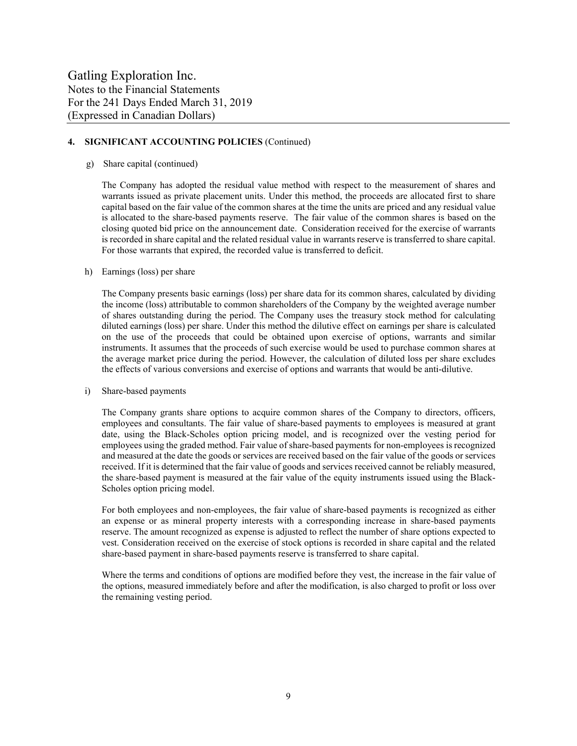## 4. SIGNIFICANT ACCOUNTING POLICIES (Continued)

g) Share capital (continued)

The Company has adopted the residual value method with respect to the measurement of shares and warrants issued as private placement units. Under this method, the proceeds are allocated first to share capital based on the fair value of the common shares at the time the units are priced and any residual value is allocated to the share-based payments reserve. The fair value of the common shares is based on the closing quoted bid price on the announcement date. Consideration received for the exercise of warrants is recorded in share capital and the related residual value in warrants reserve is transferred to share capital. For those warrants that expired, the recorded value is transferred to deficit.

h) Earnings (loss) per share

The Company presents basic earnings (loss) per share data for its common shares, calculated by dividing the income (loss) attributable to common shareholders of the Company by the weighted average number of shares outstanding during the period. The Company uses the treasury stock method for calculating diluted earnings (loss) per share. Under this method the dilutive effect on earnings per share is calculated on the use of the proceeds that could be obtained upon exercise of options, warrants and similar instruments. It assumes that the proceeds of such exercise would be used to purchase common shares at the average market price during the period. However, the calculation of diluted loss per share excludes the effects of various conversions and exercise of options and warrants that would be anti-dilutive.

i) Share-based payments

The Company grants share options to acquire common shares of the Company to directors, officers, employees and consultants. The fair value of share-based payments to employees is measured at grant date, using the Black-Scholes option pricing model, and is recognized over the vesting period for employees using the graded method. Fair value of share-based payments for non-employees is recognized and measured at the date the goods or services are received based on the fair value of the goods or services received. If it is determined that the fair value of goods and services received cannot be reliably measured, the share-based payment is measured at the fair value of the equity instruments issued using the Black-Scholes option pricing model.

For both employees and non-employees, the fair value of share-based payments is recognized as either an expense or as mineral property interests with a corresponding increase in share-based payments reserve. The amount recognized as expense is adjusted to reflect the number of share options expected to vest. Consideration received on the exercise of stock options is recorded in share capital and the related share-based payment in share-based payments reserve is transferred to share capital.

Where the terms and conditions of options are modified before they vest, the increase in the fair value of the options, measured immediately before and after the modification, is also charged to profit or loss over the remaining vesting period.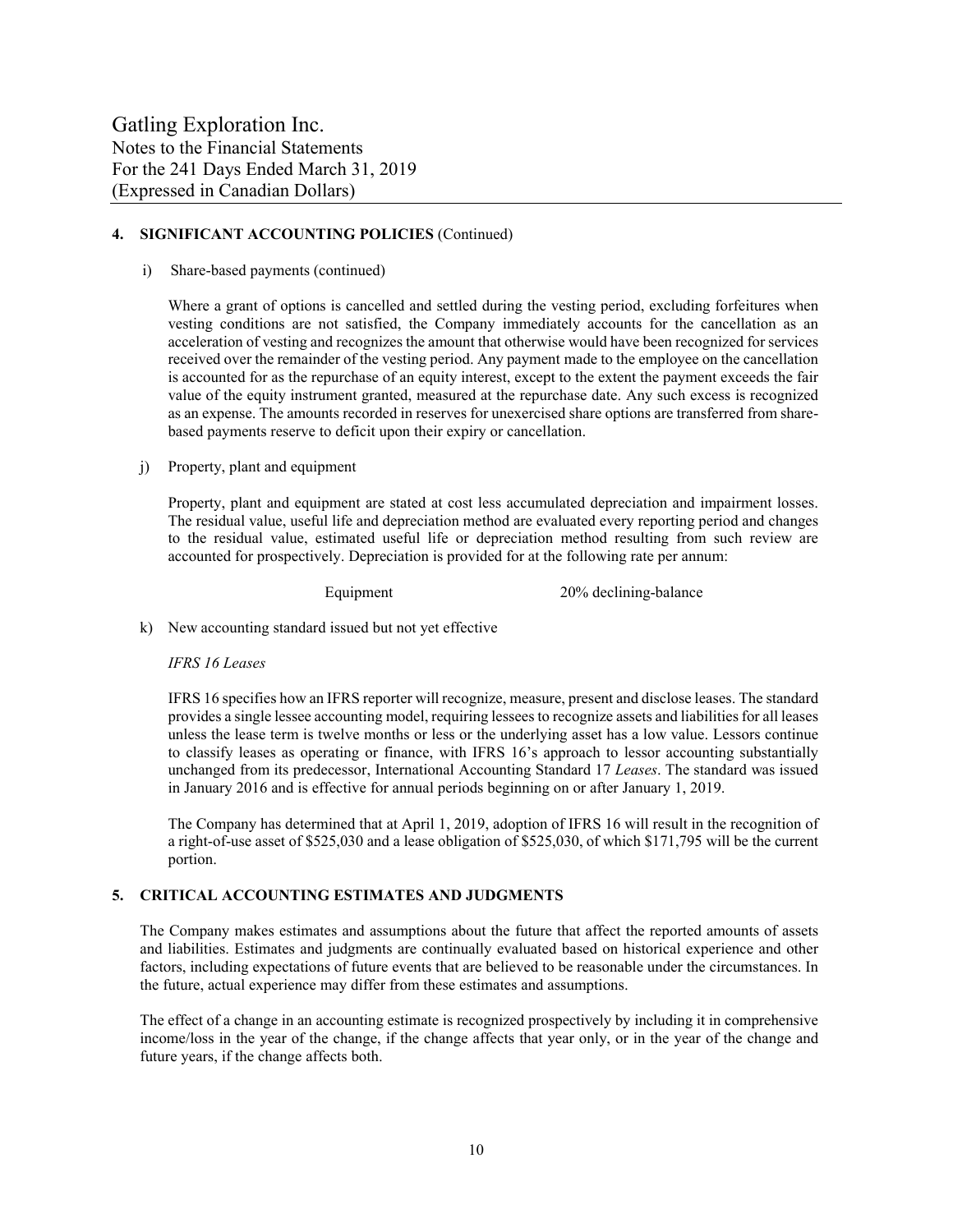## 4. SIGNIFICANT ACCOUNTING POLICIES (Continued)

i) Share-based payments (continued)

Where a grant of options is cancelled and settled during the vesting period, excluding forfeitures when vesting conditions are not satisfied, the Company immediately accounts for the cancellation as an acceleration of vesting and recognizes the amount that otherwise would have been recognized for services received over the remainder of the vesting period. Any payment made to the employee on the cancellation is accounted for as the repurchase of an equity interest, except to the extent the payment exceeds the fair value of the equity instrument granted, measured at the repurchase date. Any such excess is recognized as an expense. The amounts recorded in reserves for unexercised share options are transferred from share-based payments reserve to deficit upon their expiry or cancellation.

j) Property, plant and equipment

Property, plant and equipment are stated at cost less accumulated depreciation and impairment losses. The residual value, useful life and depreciation method are evaluated every reporting period and changes to the residual value, estimated useful life or depreciation method resulting from such review are accounted for prospectively. Depreciation is provided for at the following rate per annum:

| | |
|---|---|
| Equipment | 20% declining-balance |

k) New accounting standard issued but not yet effective

*IFRS 16 Leases*

IFRS 16 specifies how an IFRS reporter will recognize, measure, present and disclose leases. The standard provides a single lessee accounting model, requiring lessees to recognize assets and liabilities for all leases unless the lease term is twelve months or less or the underlying asset has a low value. Lessors continue to classify leases as operating or finance, with IFRS 16's approach to lessor accounting substantially unchanged from its predecessor, International Accounting Standard 17 *Leases*. The standard was issued in January 2016 and is effective for annual periods beginning on or after January 1, 2019.

The Company has determined that at April 1, 2019, adoption of IFRS 16 will result in the recognition of a right-of-use asset of $525,030 and a lease obligation of $525,030, of which $171,795 will be the current portion.

## 5. CRITICAL ACCOUNTING ESTIMATES AND JUDGMENTS

The Company makes estimates and assumptions about the future that affect the reported amounts of assets and liabilities. Estimates and judgments are continually evaluated based on historical experience and other factors, including expectations of future events that are believed to be reasonable under the circumstances. In the future, actual experience may differ from these estimates and assumptions.

The effect of a change in an accounting estimate is recognized prospectively by including it in comprehensive income/loss in the year of the change, if the change affects that year only, or in the year of the change and future years, if the change affects both.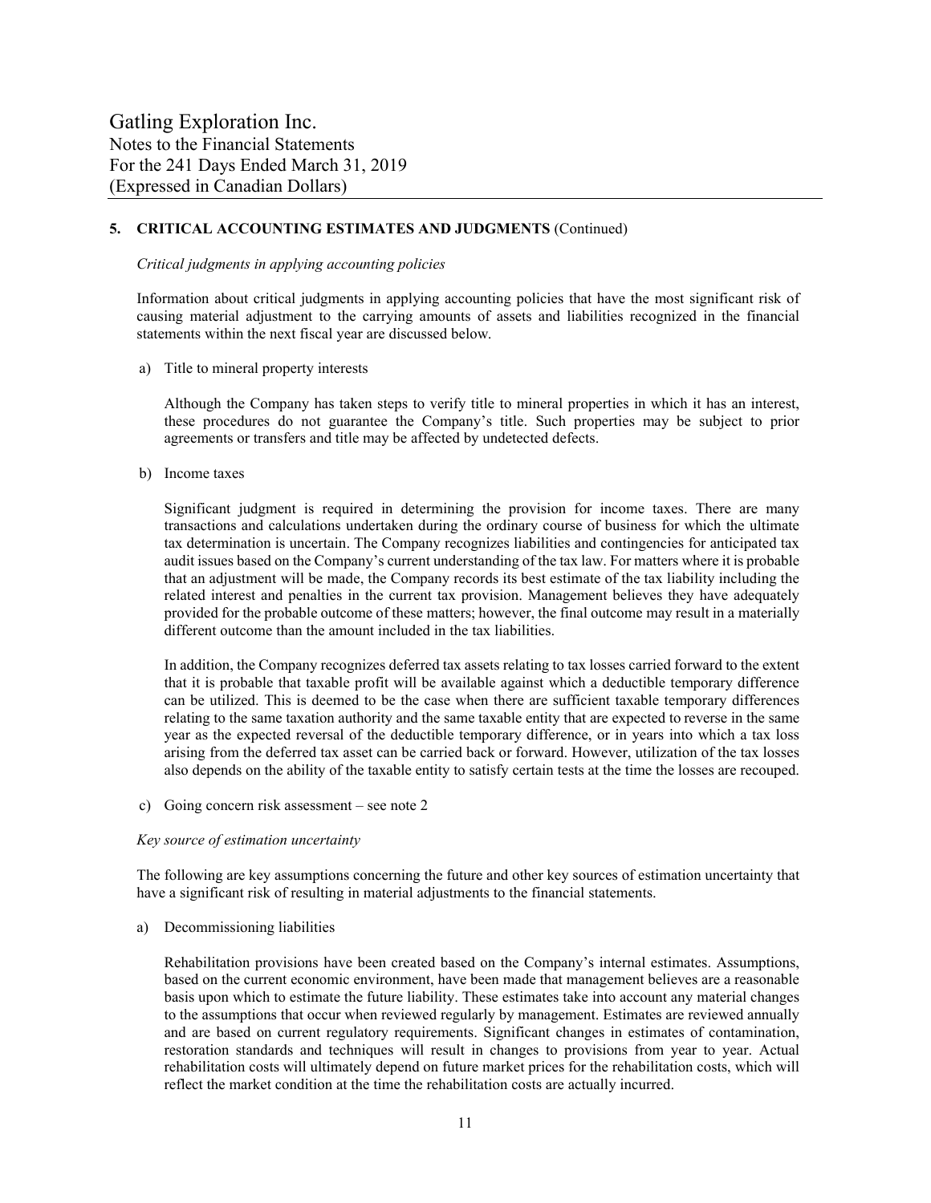## 5. CRITICAL ACCOUNTING ESTIMATES AND JUDGMENTS (Continued)

*Critical judgments in applying accounting policies*

Information about critical judgments in applying accounting policies that have the most significant risk of causing material adjustment to the carrying amounts of assets and liabilities recognized in the financial statements within the next fiscal year are discussed below.

a) Title to mineral property interests

Although the Company has taken steps to verify title to mineral properties in which it has an interest, these procedures do not guarantee the Company's title. Such properties may be subject to prior agreements or transfers and title may be affected by undetected defects.

b) Income taxes

Significant judgment is required in determining the provision for income taxes. There are many transactions and calculations undertaken during the ordinary course of business for which the ultimate tax determination is uncertain. The Company recognizes liabilities and contingencies for anticipated tax audit issues based on the Company's current understanding of the tax law. For matters where it is probable that an adjustment will be made, the Company records its best estimate of the tax liability including the related interest and penalties in the current tax provision. Management believes they have adequately provided for the probable outcome of these matters; however, the final outcome may result in a materially different outcome than the amount included in the tax liabilities.

In addition, the Company recognizes deferred tax assets relating to tax losses carried forward to the extent that it is probable that taxable profit will be available against which a deductible temporary difference can be utilized. This is deemed to be the case when there are sufficient taxable temporary differences relating to the same taxation authority and the same taxable entity that are expected to reverse in the same year as the expected reversal of the deductible temporary difference, or in years into which a tax loss arising from the deferred tax asset can be carried back or forward. However, utilization of the tax losses also depends on the ability of the taxable entity to satisfy certain tests at the time the losses are recouped.

c) Going concern risk assessment – see note 2

*Key source of estimation uncertainty*

The following are key assumptions concerning the future and other key sources of estimation uncertainty that have a significant risk of resulting in material adjustments to the financial statements.

a) Decommissioning liabilities

Rehabilitation provisions have been created based on the Company's internal estimates. Assumptions, based on the current economic environment, have been made that management believes are a reasonable basis upon which to estimate the future liability. These estimates take into account any material changes to the assumptions that occur when reviewed regularly by management. Estimates are reviewed annually and are based on current regulatory requirements. Significant changes in estimates of contamination, restoration standards and techniques will result in changes to provisions from year to year. Actual rehabilitation costs will ultimately depend on future market prices for the rehabilitation costs, which will reflect the market condition at the time the rehabilitation costs are actually incurred.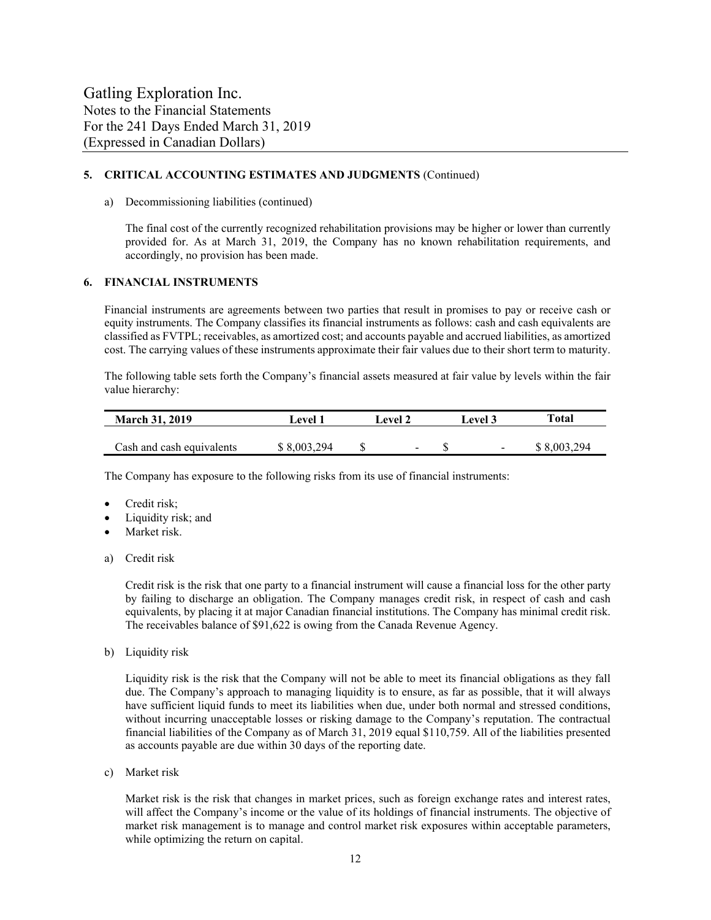### 5. CRITICAL ACCOUNTING ESTIMATES AND JUDGMENTS (Continued)

a) Decommissioning liabilities (continued)

The final cost of the currently recognized rehabilitation provisions may be higher or lower than currently provided for. As at March 31, 2019, the Company has no known rehabilitation requirements, and accordingly, no provision has been made.

### 6. FINANCIAL INSTRUMENTS

Financial instruments are agreements between two parties that result in promises to pay or receive cash or equity instruments. The Company classifies its financial instruments as follows: cash and cash equivalents are classified as FVTPL; receivables, as amortized cost; and accounts payable and accrued liabilities, as amortized cost. The carrying values of these instruments approximate their fair values due to their short term to maturity.

The following table sets forth the Company's financial assets measured at fair value by levels within the fair value hierarchy:

| March 31, 2019 | Level 1 | Level 2 | Level 3 | Total |
|---|---|---|---|---|
| Cash and cash equivalents | $ 8,003,294 | $ - | $ - | $ 8,003,294 |

The Company has exposure to the following risks from its use of financial instruments:

- Credit risk;
- Liquidity risk; and
- Market risk.

a) Credit risk

Credit risk is the risk that one party to a financial instrument will cause a financial loss for the other party by failing to discharge an obligation. The Company manages credit risk, in respect of cash and cash equivalents, by placing it at major Canadian financial institutions. The Company has minimal credit risk. The receivables balance of $91,622 is owing from the Canada Revenue Agency.

b) Liquidity risk

Liquidity risk is the risk that the Company will not be able to meet its financial obligations as they fall due. The Company's approach to managing liquidity is to ensure, as far as possible, that it will always have sufficient liquid funds to meet its liabilities when due, under both normal and stressed conditions, without incurring unacceptable losses or risking damage to the Company's reputation. The contractual financial liabilities of the Company as of March 31, 2019 equal $110,759. All of the liabilities presented as accounts payable are due within 30 days of the reporting date.

c) Market risk

Market risk is the risk that changes in market prices, such as foreign exchange rates and interest rates, will affect the Company's income or the value of its holdings of financial instruments. The objective of market risk management is to manage and control market risk exposures within acceptable parameters, while optimizing the return on capital.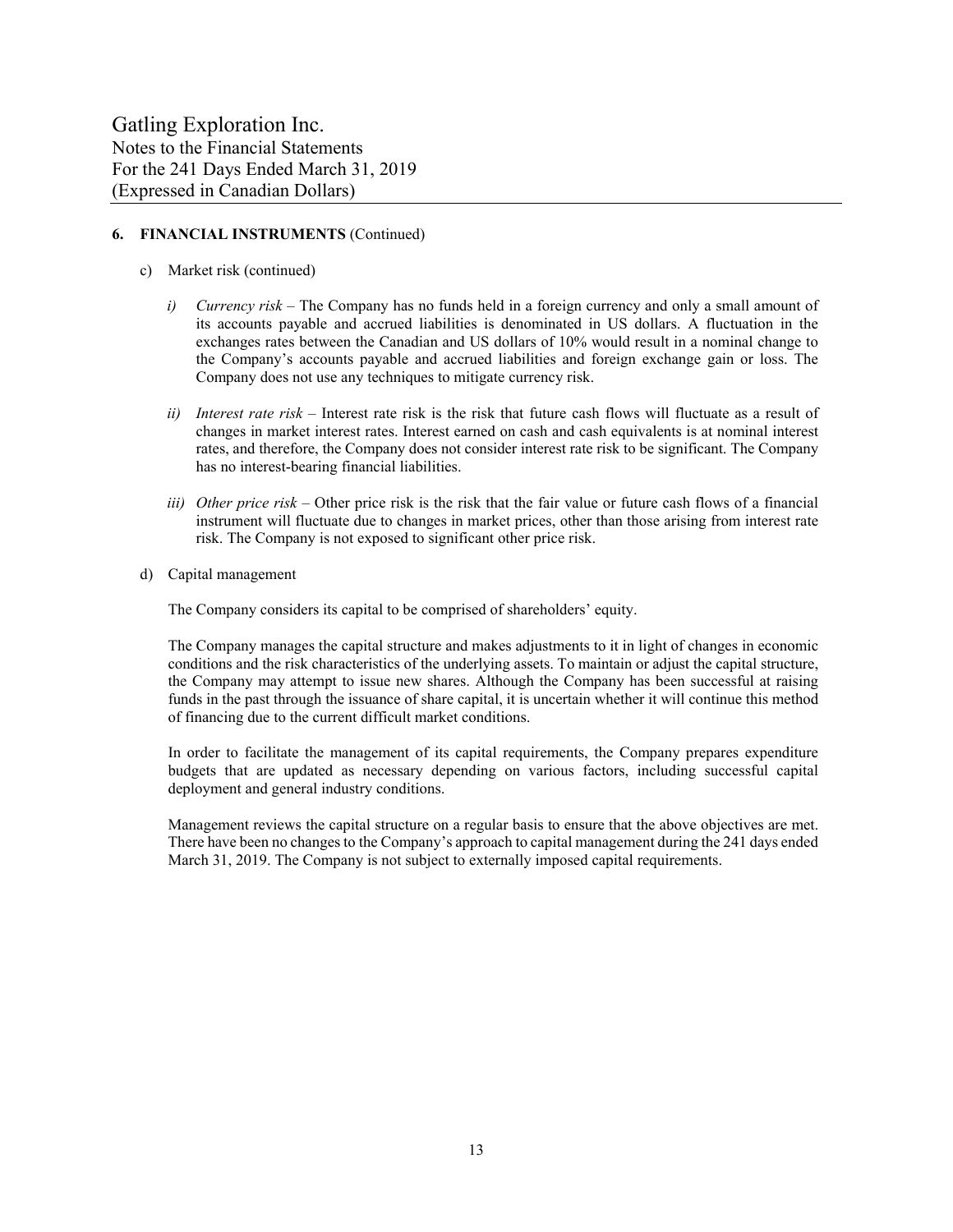## 6. FINANCIAL INSTRUMENTS (Continued)

c) Market risk (continued)

*i) Currency risk* – The Company has no funds held in a foreign currency and only a small amount of its accounts payable and accrued liabilities is denominated in US dollars. A fluctuation in the exchanges rates between the Canadian and US dollars of 10% would result in a nominal change to the Company's accounts payable and accrued liabilities and foreign exchange gain or loss. The Company does not use any techniques to mitigate currency risk.

*ii) Interest rate risk* – Interest rate risk is the risk that future cash flows will fluctuate as a result of changes in market interest rates. Interest earned on cash and cash equivalents is at nominal interest rates, and therefore, the Company does not consider interest rate risk to be significant. The Company has no interest-bearing financial liabilities.

*iii) Other price risk* – Other price risk is the risk that the fair value or future cash flows of a financial instrument will fluctuate due to changes in market prices, other than those arising from interest rate risk. The Company is not exposed to significant other price risk.

d) Capital management

The Company considers its capital to be comprised of shareholders' equity.

The Company manages the capital structure and makes adjustments to it in light of changes in economic conditions and the risk characteristics of the underlying assets. To maintain or adjust the capital structure, the Company may attempt to issue new shares. Although the Company has been successful at raising funds in the past through the issuance of share capital, it is uncertain whether it will continue this method of financing due to the current difficult market conditions.

In order to facilitate the management of its capital requirements, the Company prepares expenditure budgets that are updated as necessary depending on various factors, including successful capital deployment and general industry conditions.

Management reviews the capital structure on a regular basis to ensure that the above objectives are met. There have been no changes to the Company's approach to capital management during the 241 days ended March 31, 2019. The Company is not subject to externally imposed capital requirements.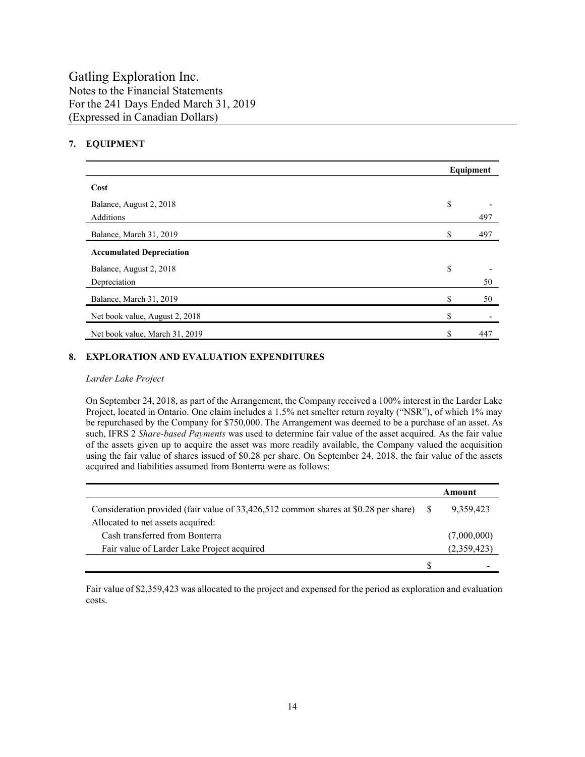## 7. EQUIPMENT

| | Equipment |
|---|---|
| **Cost** | |
| Balance, August 2, 2018 | $ - |
| Additions | 497 |
| Balance, March 31, 2019 | $ 497 |
| **Accumulated Depreciation** | |
| Balance, August 2, 2018 | $ - |
| Depreciation | 50 |
| Balance, March 31, 2019 | $ 50 |
| Net book value, August 2, 2018 | $ - |
| Net book value, March 31, 2019 | $ 447 |

## 8. EXPLORATION AND EVALUATION EXPENDITURES

*Larder Lake Project*

On September 24, 2018, as part of the Arrangement, the Company received a 100% interest in the Larder Lake Project, located in Ontario. One claim includes a 1.5% net smelter return royalty ("NSR"), of which 1% may be repurchased by the Company for $750,000. The Arrangement was deemed to be a purchase of an asset. As such, IFRS 2 *Share-based Payments* was used to determine fair value of the asset acquired. As the fair value of the assets given up to acquire the asset was more readily available, the Company valued the acquisition using the fair value of shares issued of $0.28 per share. On September 24, 2018, the fair value of the assets acquired and liabilities assumed from Bonterra were as follows:

| | Amount |
|---|---|
| Consideration provided (fair value of 33,426,512 common shares at $0.28 per share) | $ 9,359,423 |
| Allocated to net assets acquired: | |
| Cash transferred from Bonterra | (7,000,000) |
| Fair value of Larder Lake Project acquired | (2,359,423) |
| | $ - |

Fair value of $2,359,423 was allocated to the project and expensed for the period as exploration and evaluation costs.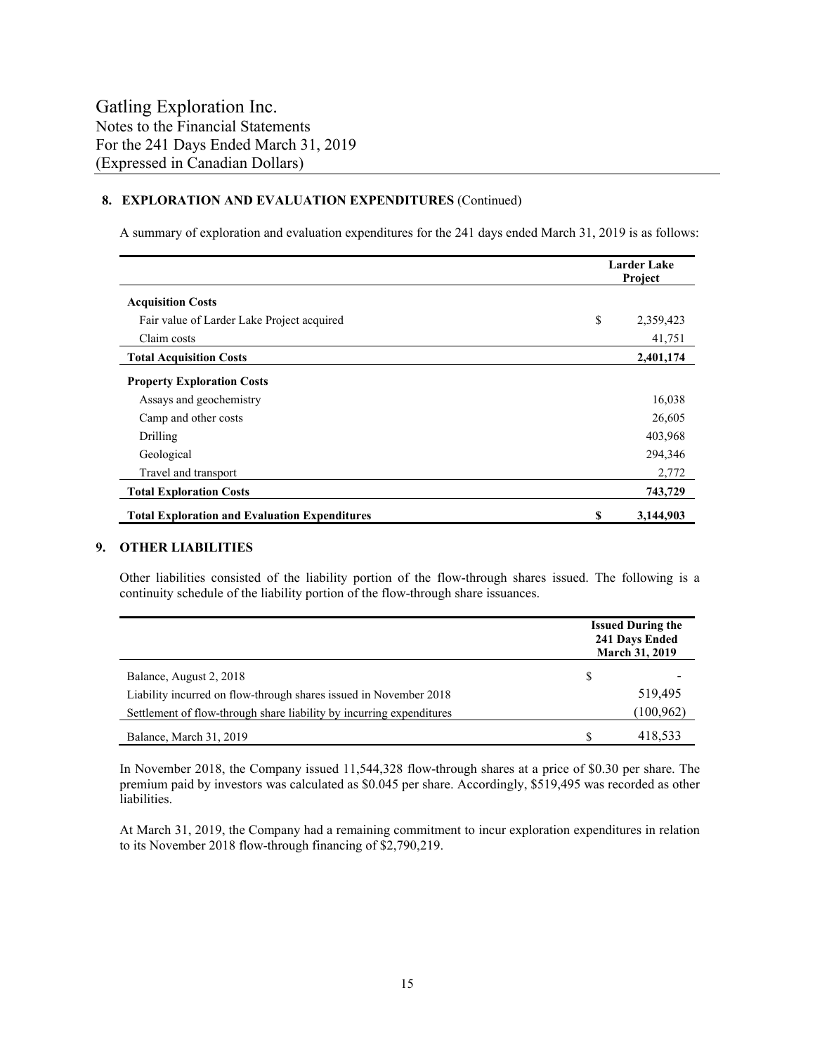## 8. EXPLORATION AND EVALUATION EXPENDITURES (Continued)

A summary of exploration and evaluation expenditures for the 241 days ended March 31, 2019 is as follows:

| | | Larder Lake Project |
|---|---|---|
| **Acquisition Costs** | | |
| Fair value of Larder Lake Project acquired | $ | 2,359,423 |
| Claim costs | | 41,751 |
| **Total Acquisition Costs** | | **2,401,174** |
| **Property Exploration Costs** | | |
| Assays and geochemistry | | 16,038 |
| Camp and other costs | | 26,605 |
| Drilling | | 403,968 |
| Geological | | 294,346 |
| Travel and transport | | 2,772 |
| **Total Exploration Costs** | | **743,729** |
| **Total Exploration and Evaluation Expenditures** | **$** | **3,144,903** |

## 9. OTHER LIABILITIES

Other liabilities consisted of the liability portion of the flow-through shares issued. The following is a continuity schedule of the liability portion of the flow-through share issuances.

| | | Issued During the 241 Days Ended March 31, 2019 |
|---|---|---|
| Balance, August 2, 2018 | $ | - |
| Liability incurred on flow-through shares issued in November 2018 | | 519,495 |
| Settlement of flow-through share liability by incurring expenditures | | (100,962) |
| Balance, March 31, 2019 | $ | 418,533 |

In November 2018, the Company issued 11,544,328 flow-through shares at a price of $0.30 per share. The premium paid by investors was calculated as $0.045 per share. Accordingly, $519,495 was recorded as other liabilities.

At March 31, 2019, the Company had a remaining commitment to incur exploration expenditures in relation to its November 2018 flow-through financing of $2,790,219.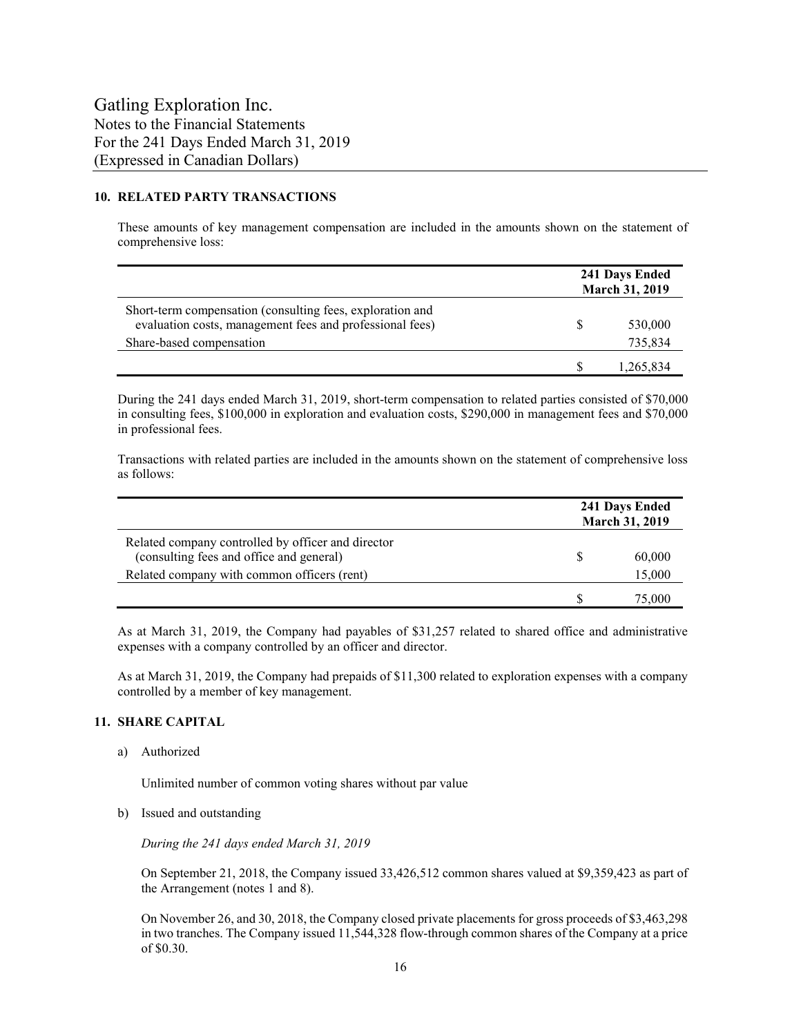## 10. RELATED PARTY TRANSACTIONS

These amounts of key management compensation are included in the amounts shown on the statement of comprehensive loss:

| | 241 Days Ended March 31, 2019 |
|---|---|
| Short-term compensation (consulting fees, exploration and evaluation costs, management fees and professional fees) | $ 530,000 |
| Share-based compensation | 735,834 |
| | $ 1,265,834 |

During the 241 days ended March 31, 2019, short-term compensation to related parties consisted of $70,000 in consulting fees, $100,000 in exploration and evaluation costs, $290,000 in management fees and $70,000 in professional fees.

Transactions with related parties are included in the amounts shown on the statement of comprehensive loss as follows:

| | 241 Days Ended March 31, 2019 |
|---|---|
| Related company controlled by officer and director (consulting fees and office and general) | $ 60,000 |
| Related company with common officers (rent) | 15,000 |
| | $ 75,000 |

As at March 31, 2019, the Company had payables of $31,257 related to shared office and administrative expenses with a company controlled by an officer and director.

As at March 31, 2019, the Company had prepaids of $11,300 related to exploration expenses with a company controlled by a member of key management.

## 11. SHARE CAPITAL

a) Authorized

Unlimited number of common voting shares without par value

b) Issued and outstanding

*During the 241 days ended March 31, 2019*

On September 21, 2018, the Company issued 33,426,512 common shares valued at $9,359,423 as part of the Arrangement (notes 1 and 8).

On November 26, and 30, 2018, the Company closed private placements for gross proceeds of $3,463,298 in two tranches. The Company issued 11,544,328 flow-through common shares of the Company at a price of $0.30.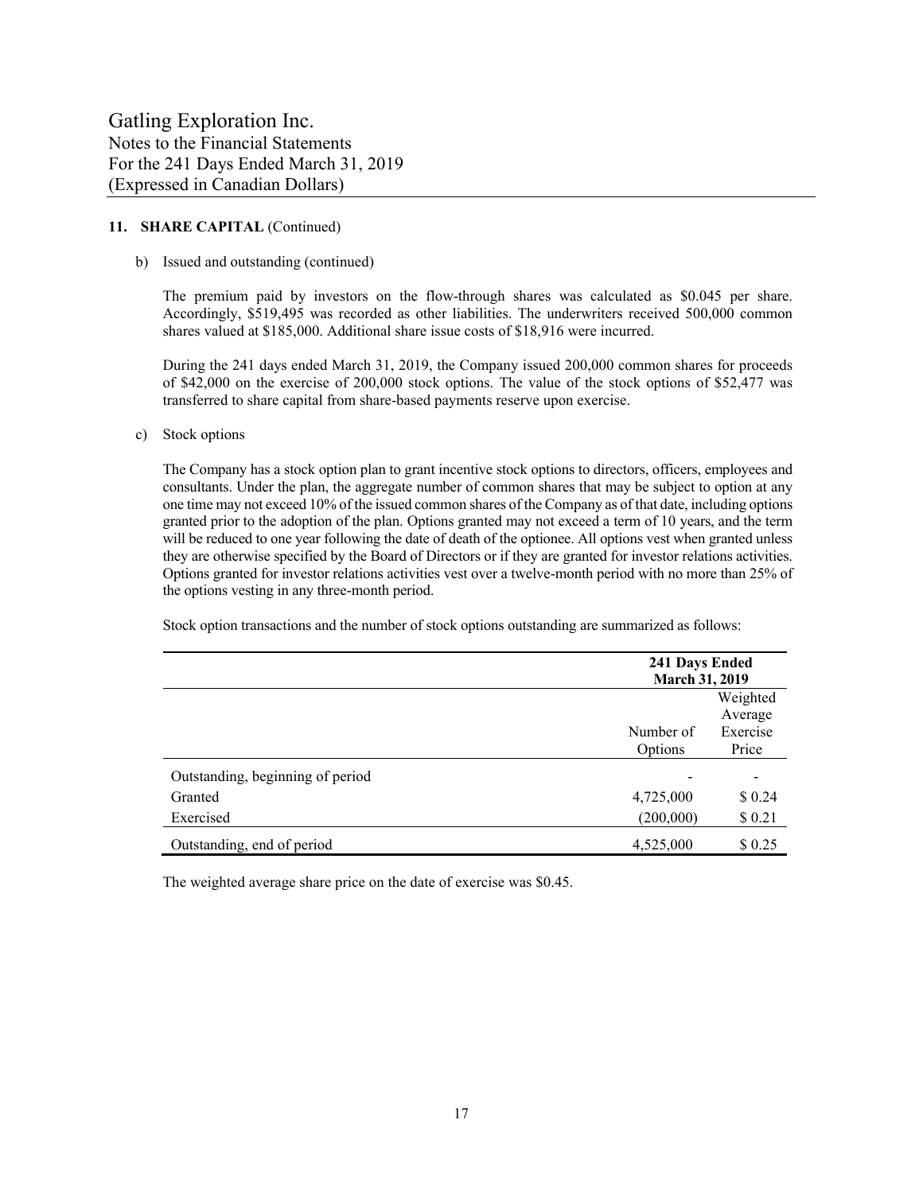Gatling Exploration Inc.
Notes to the Financial Statements
For the 241 Days Ended March 31, 2019
(Expressed in Canadian Dollars)

**11. SHARE CAPITAL** (Continued)

b) Issued and outstanding (continued)

The premium paid by investors on the flow-through shares was calculated as $0.045 per share. Accordingly, $519,495 was recorded as other liabilities. The underwriters received 500,000 common shares valued at $185,000. Additional share issue costs of $18,916 were incurred.

During the 241 days ended March 31, 2019, the Company issued 200,000 common shares for proceeds of $42,000 on the exercise of 200,000 stock options. The value of the stock options of $52,477 was transferred to share capital from share-based payments reserve upon exercise.

c) Stock options

The Company has a stock option plan to grant incentive stock options to directors, officers, employees and consultants. Under the plan, the aggregate number of common shares that may be subject to option at any one time may not exceed 10% of the issued common shares of the Company as of that date, including options granted prior to the adoption of the plan. Options granted may not exceed a term of 10 years, and the term will be reduced to one year following the date of death of the optionee. All options vest when granted unless they are otherwise specified by the Board of Directors or if they are granted for investor relations activities. Options granted for investor relations activities vest over a twelve-month period with no more than 25% of the options vesting in any three-month period.

Stock option transactions and the number of stock options outstanding are summarized as follows:

| | **241 Days Ended March 31, 2019** | |
|---|---|---|
| | Number of Options | Weighted Average Exercise Price |
| Outstanding, beginning of period | - | - |
| Granted | 4,725,000 | $ 0.24 |
| Exercised | (200,000) | $ 0.21 |
| Outstanding, end of period | 4,525,000 | $ 0.25 |

The weighted average share price on the date of exercise was $0.45.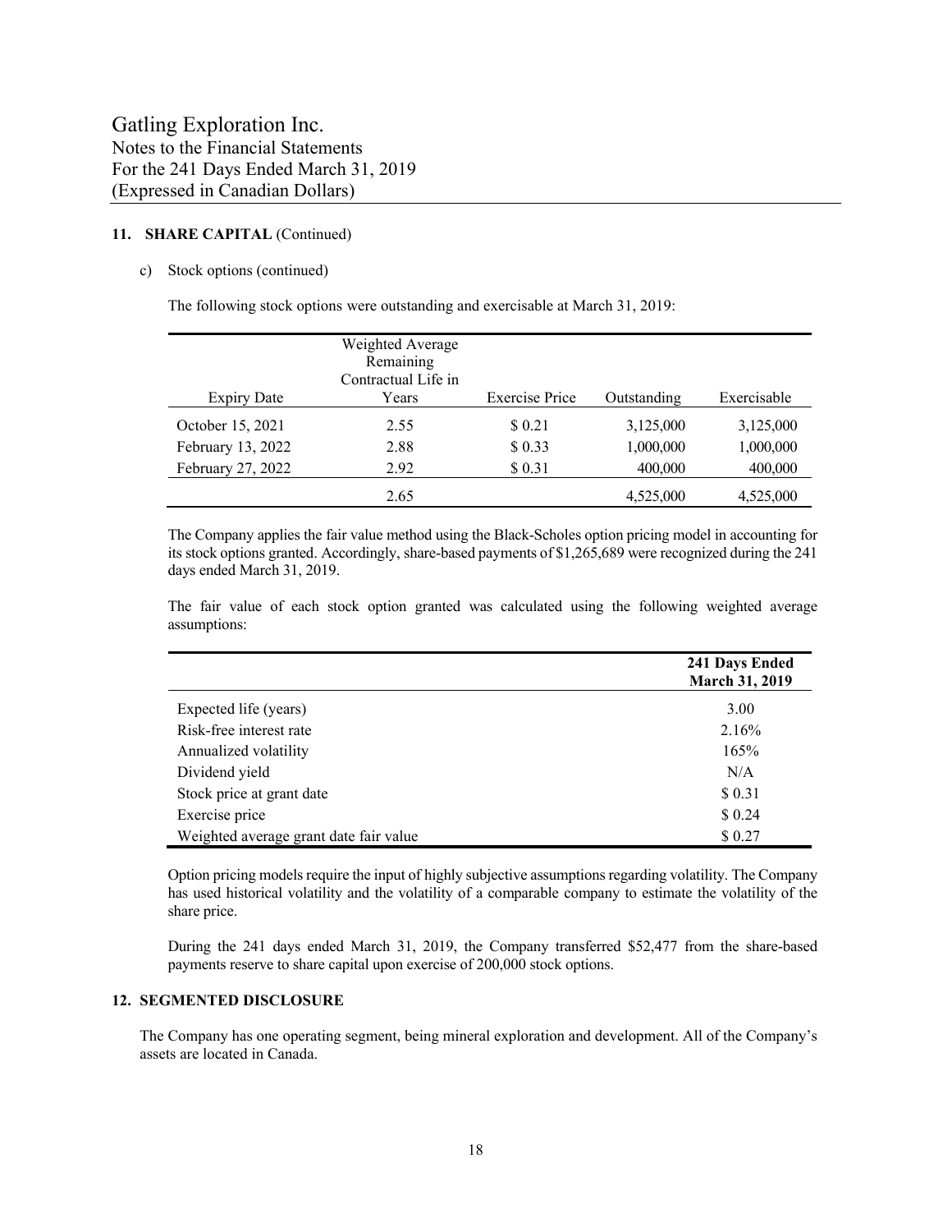Gatling Exploration Inc.
Notes to the Financial Statements
For the 241 Days Ended March 31, 2019
(Expressed in Canadian Dollars)

## 11. SHARE CAPITAL (Continued)

c) Stock options (continued)

The following stock options were outstanding and exercisable at March 31, 2019:

| Expiry Date | Weighted Average Remaining Contractual Life in Years | Exercise Price | Outstanding | Exercisable |
|---|---|---|---|---|
| October 15, 2021 | 2.55 | $ 0.21 | 3,125,000 | 3,125,000 |
| February 13, 2022 | 2.88 | $ 0.33 | 1,000,000 | 1,000,000 |
| February 27, 2022 | 2.92 | $ 0.31 | 400,000 | 400,000 |
| | 2.65 | | 4,525,000 | 4,525,000 |

The Company applies the fair value method using the Black-Scholes option pricing model in accounting for its stock options granted. Accordingly, share-based payments of $1,265,689 were recognized during the 241 days ended March 31, 2019.

The fair value of each stock option granted was calculated using the following weighted average assumptions:

| | **241 Days Ended March 31, 2019** |
|---|---|
| Expected life (years) | 3.00 |
| Risk-free interest rate | 2.16% |
| Annualized volatility | 165% |
| Dividend yield | N/A |
| Stock price at grant date | $ 0.31 |
| Exercise price | $ 0.24 |
| Weighted average grant date fair value | $ 0.27 |

Option pricing models require the input of highly subjective assumptions regarding volatility. The Company has used historical volatility and the volatility of a comparable company to estimate the volatility of the share price.

During the 241 days ended March 31, 2019, the Company transferred $52,477 from the share-based payments reserve to share capital upon exercise of 200,000 stock options.

## 12. SEGMENTED DISCLOSURE

The Company has one operating segment, being mineral exploration and development. All of the Company's assets are located in Canada.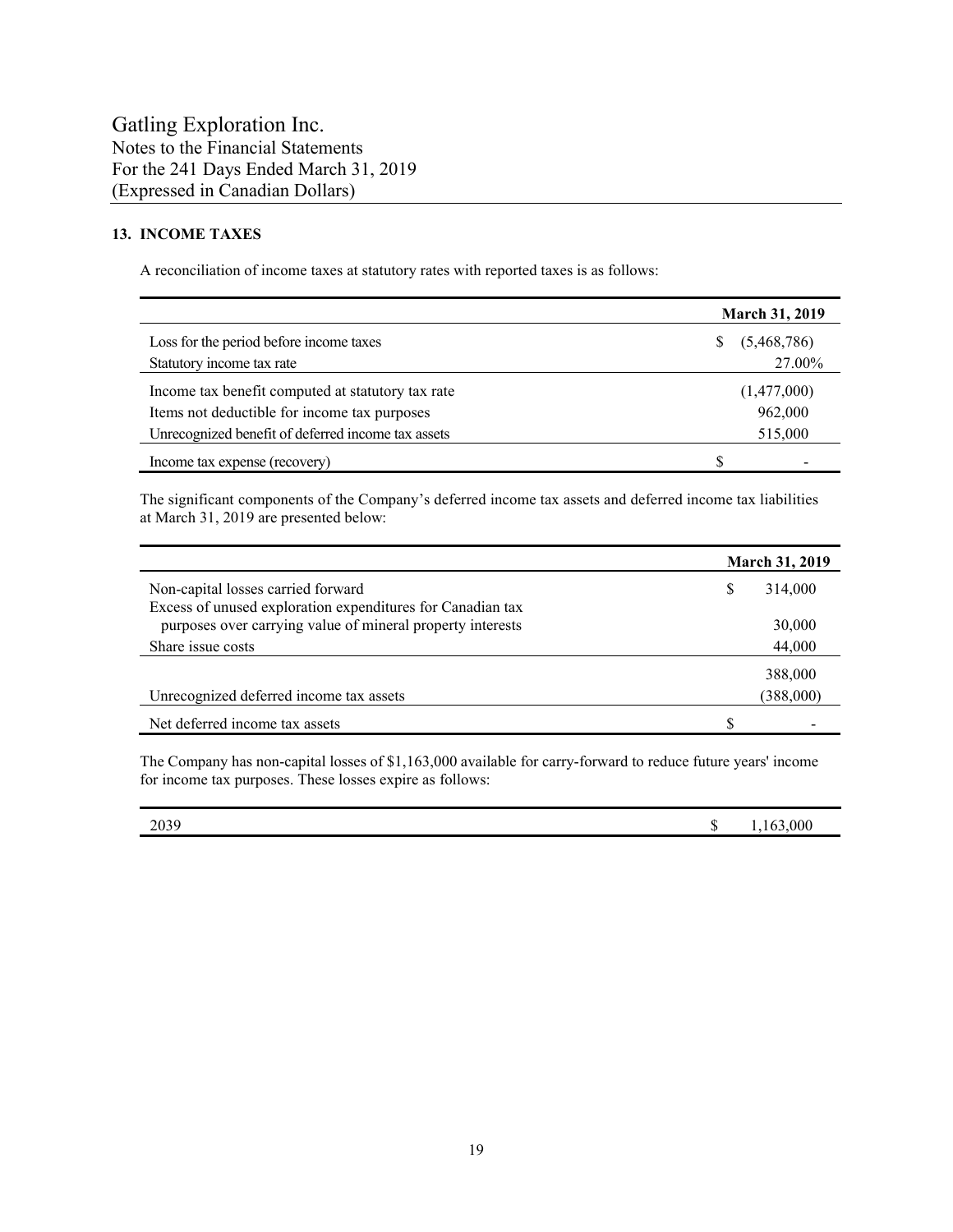Gatling Exploration Inc.
Notes to the Financial Statements
For the 241 Days Ended March 31, 2019
(Expressed in Canadian Dollars)

## 13. INCOME TAXES

A reconciliation of income taxes at statutory rates with reported taxes is as follows:

| | March 31, 2019 |
|---|---|
| Loss for the period before income taxes | $ (5,468,786) |
| Statutory income tax rate | 27.00% |
| Income tax benefit computed at statutory tax rate | (1,477,000) |
| Items not deductible for income tax purposes | 962,000 |
| Unrecognized benefit of deferred income tax assets | 515,000 |
| Income tax expense (recovery) | $ - |

The significant components of the Company's deferred income tax assets and deferred income tax liabilities at March 31, 2019 are presented below:

| | March 31, 2019 |
|---|---|
| Non-capital losses carried forward | $ 314,000 |
| Excess of unused exploration expenditures for Canadian tax purposes over carrying value of mineral property interests | 30,000 |
| Share issue costs | 44,000 |
| | 388,000 |
| Unrecognized deferred income tax assets | (388,000) |
| Net deferred income tax assets | $ - |

The Company has non-capital losses of $1,163,000 available for carry-forward to reduce future years' income for income tax purposes. These losses expire as follows:

| | |
|---|---|
| 2039 | $ 1,163,000 |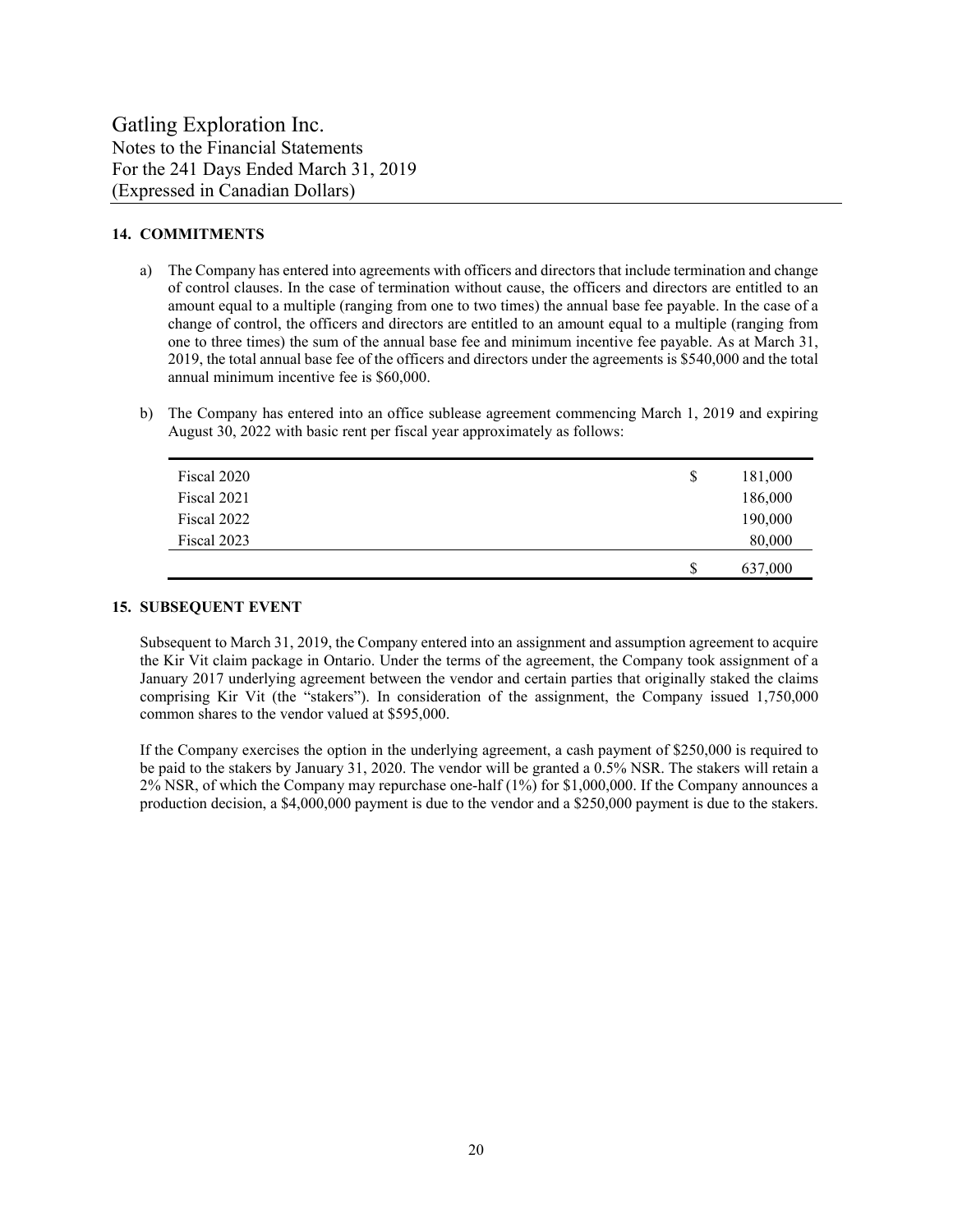## 14. COMMITMENTS

a) The Company has entered into agreements with officers and directors that include termination and change of control clauses. In the case of termination without cause, the officers and directors are entitled to an amount equal to a multiple (ranging from one to two times) the annual base fee payable. In the case of a change of control, the officers and directors are entitled to an amount equal to a multiple (ranging from one to three times) the sum of the annual base fee and minimum incentive fee payable. As at March 31, 2019, the total annual base fee of the officers and directors under the agreements is $540,000 and the total annual minimum incentive fee is $60,000.

b) The Company has entered into an office sublease agreement commencing March 1, 2019 and expiring August 30, 2022 with basic rent per fiscal year approximately as follows:

| | | |
|---|---|---|
| Fiscal 2020 | $ | 181,000 |
| Fiscal 2021 | | 186,000 |
| Fiscal 2022 | | 190,000 |
| Fiscal 2023 | | 80,000 |
| | $ | 637,000 |

## 15. SUBSEQUENT EVENT

Subsequent to March 31, 2019, the Company entered into an assignment and assumption agreement to acquire the Kir Vit claim package in Ontario. Under the terms of the agreement, the Company took assignment of a January 2017 underlying agreement between the vendor and certain parties that originally staked the claims comprising Kir Vit (the "stakers"). In consideration of the assignment, the Company issued 1,750,000 common shares to the vendor valued at $595,000.

If the Company exercises the option in the underlying agreement, a cash payment of $250,000 is required to be paid to the stakers by January 31, 2020. The vendor will be granted a 0.5% NSR. The stakers will retain a 2% NSR, of which the Company may repurchase one-half (1%) for $1,000,000. If the Company announces a production decision, a $4,000,000 payment is due to the vendor and a $250,000 payment is due to the stakers.